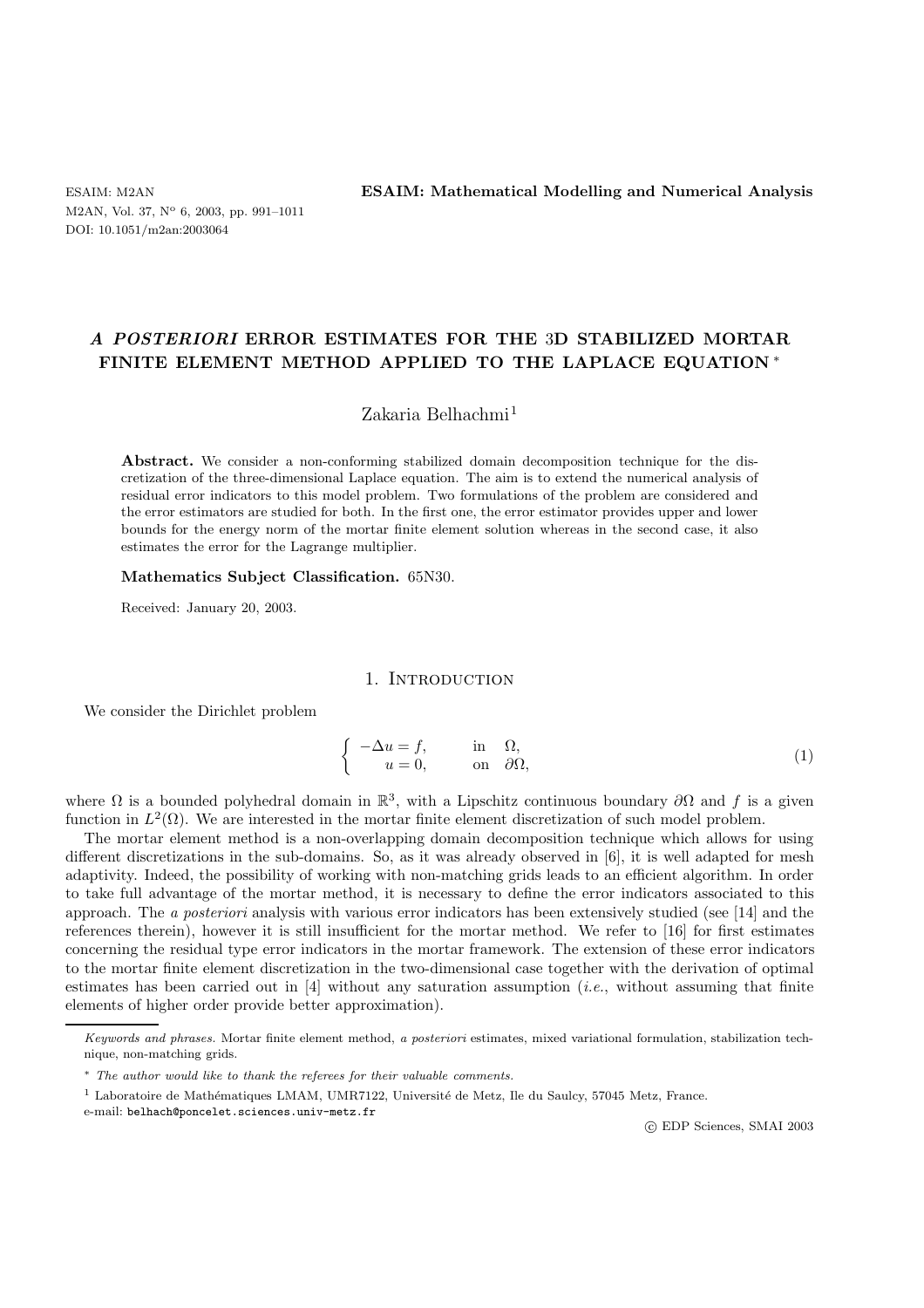# *A POSTERIORI* ERROR ESTIMATES FOR THE 3D STABILIZED MORTAR FINITE ELEMENT METHOD APPLIED TO THE LAPLACE EQUATION [*]

Zakaria Belhachmi[1]

**Abstract.** We consider a non-conforming stabilized domain decomposition technique for the discretization of the three-dimensional Laplace equation. The aim is to extend the numerical analysis of residual error indicators to this model problem. Two formulations of the problem are considered and the error estimators are studied for both. In the first one, the error estimator provides upper and lower bounds for the energy norm of the mortar finite element solution whereas in the second case, it also estimates the error for the Lagrange multiplier.

**Mathematics Subject Classification.** 65N30.

Received: January 20, 2003.

## 1. Introduction

We consider the Dirichlet problem

$$\begin{cases} -\Delta u = f, & \text{in} \quad \Omega, \\ \quad u = 0, & \text{on} \quad \partial\Omega, \end{cases} \tag{1}$$

where $\Omega$ is a bounded polyhedral domain in $\mathbb{R}^3$, with a Lipschitz continuous boundary $\partial\Omega$ and $f$ is a given function in $L^2(\Omega)$. We are interested in the mortar finite element discretization of such model problem.

The mortar element method is a non-overlapping domain decomposition technique which allows for using different discretizations in the sub-domains. So, as it was already observed in [6], it is well adapted for mesh adaptivity. Indeed, the possibility of working with non-matching grids leads to an efficient algorithm. In order to take full advantage of the mortar method, it is necessary to define the error indicators associated to this approach. The *a posteriori* analysis with various error indicators has been extensively studied (see [14] and the references therein), however it is still insufficient for the mortar method. We refer to [16] for first estimates concerning the residual type error indicators in the mortar framework. The extension of these error indicators to the mortar finite element discretization in the two-dimensional case together with the derivation of optimal estimates has been carried out in [4] without any saturation assumption (*i.e.*, without assuming that finite elements of higher order provide better approximation).

---

*Keywords and phrases.* Mortar finite element method, *a posteriori* estimates, mixed variational formulation, stabilization technique, non-matching grids.

[*] *The author would like to thank the referees for their valuable comments.*

[1] Laboratoire de Mathématiques LMAM, UMR7122, Université de Metz, Ile du Saulcy, 57045 Metz, France.
e-mail: belhach@poncelet.sciences.univ-metz.fr

© EDP Sciences, SMAI 2003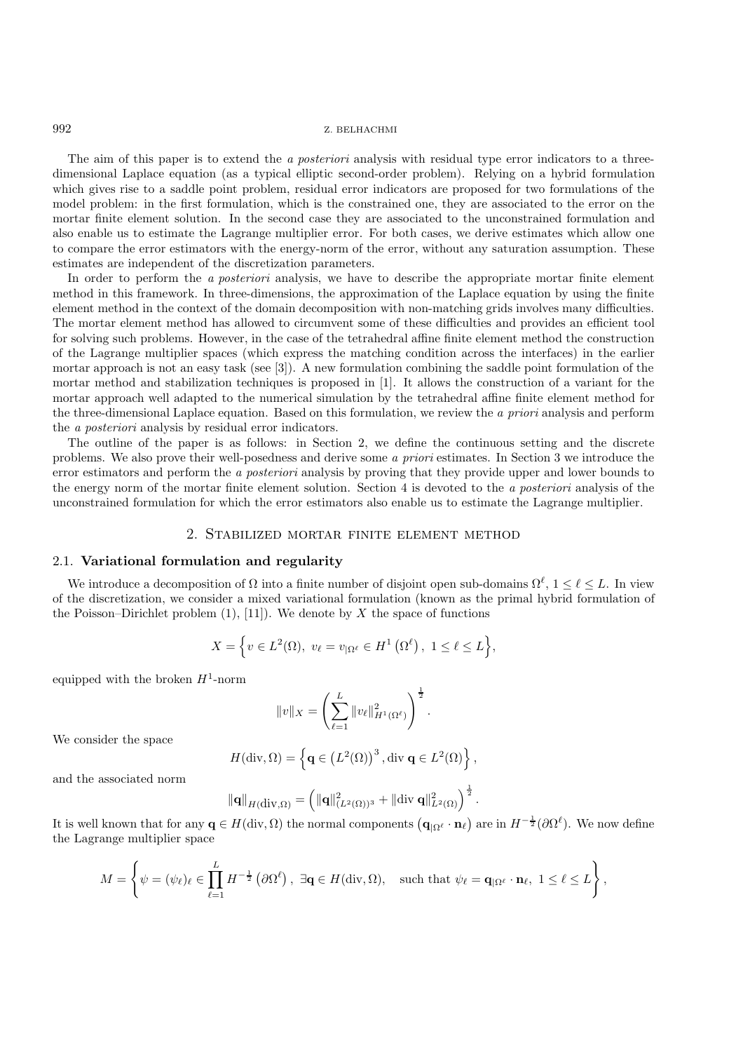The aim of this paper is to extend the *a posteriori* analysis with residual type error indicators to a three-dimensional Laplace equation (as a typical elliptic second-order problem). Relying on a hybrid formulation which gives rise to a saddle point problem, residual error indicators are proposed for two formulations of the model problem: in the first formulation, which is the constrained one, they are associated to the error on the mortar finite element solution. In the second case they are associated to the unconstrained formulation and also enable us to estimate the Lagrange multiplier error. For both cases, we derive estimates which allow one to compare the error estimators with the energy-norm of the error, without any saturation assumption. These estimates are independent of the discretization parameters.

In order to perform the *a posteriori* analysis, we have to describe the appropriate mortar finite element method in this framework. In three-dimensions, the approximation of the Laplace equation by using the finite element method in the context of the domain decomposition with non-matching grids involves many difficulties. The mortar element method has allowed to circumvent some of these difficulties and provides an efficient tool for solving such problems. However, in the case of the tetrahedral affine finite element method the construction of the Lagrange multiplier spaces (which express the matching condition across the interfaces) in the earlier mortar approach is not an easy task (see [3]). A new formulation combining the saddle point formulation of the mortar method and stabilization techniques is proposed in [1]. It allows the construction of a variant for the mortar approach well adapted to the numerical simulation by the tetrahedral affine finite element method for the three-dimensional Laplace equation. Based on this formulation, we review the *a priori* analysis and perform the *a posteriori* analysis by residual error indicators.

The outline of the paper is as follows: in Section 2, we define the continuous setting and the discrete problems. We also prove their well-posedness and derive some *a priori* estimates. In Section 3 we introduce the error estimators and perform the *a posteriori* analysis by proving that they provide upper and lower bounds to the energy norm of the mortar finite element solution. Section 4 is devoted to the *a posteriori* analysis of the unconstrained formulation for which the error estimators also enable us to estimate the Lagrange multiplier.

## 2. Stabilized mortar finite element method

### 2.1. Variational formulation and regularity

We introduce a decomposition of $\Omega$ into a finite number of disjoint open sub-domains $\Omega^\ell$, $1 \leq \ell \leq L$. In view of the discretization, we consider a mixed variational formulation (known as the primal hybrid formulation of the Poisson–Dirichlet problem (1), [11]). We denote by $X$ the space of functions

$$X = \Big\{ v \in L^2(\Omega),\ v_\ell = v_{|\Omega^\ell} \in H^1\left(\Omega^\ell\right),\ 1 \leq \ell \leq L \Big\},$$

equipped with the broken $H^1$-norm

$$\|v\|_X = \left( \sum_{\ell=1}^{L} \|v_\ell\|^2_{H^1(\Omega^\ell)} \right)^{\frac{1}{2}}.$$

We consider the space

$$H(\mathrm{div}, \Omega) = \left\{ \mathbf{q} \in \left(L^2(\Omega)\right)^3, \mathrm{div}\, \mathbf{q} \in L^2(\Omega) \right\},$$

and the associated norm

$$\|\mathbf{q}\|_{H(\mathrm{div},\Omega)} = \left( \|\mathbf{q}\|^2_{(L^2(\Omega))^3} + \|\mathrm{div}\, \mathbf{q}\|^2_{L^2(\Omega)} \right)^{\frac{1}{2}}.$$

It is well known that for any $\mathbf{q} \in H(\mathrm{div}, \Omega)$ the normal components $\left(\mathbf{q}_{|\Omega^\ell} \cdot \mathbf{n}_\ell\right)$ are in $H^{-\frac{1}{2}}(\partial\Omega^\ell)$. We now define the Lagrange multiplier space

$$M = \left\{ \psi = (\psi_\ell)_\ell \in \prod_{\ell=1}^{L} H^{-\frac{1}{2}}\left(\partial\Omega^\ell\right),\ \exists \mathbf{q} \in H(\mathrm{div}, \Omega), \quad \text{such that } \psi_\ell = \mathbf{q}_{|\Omega^\ell} \cdot \mathbf{n}_\ell,\ 1 \leq \ell \leq L \right\},$$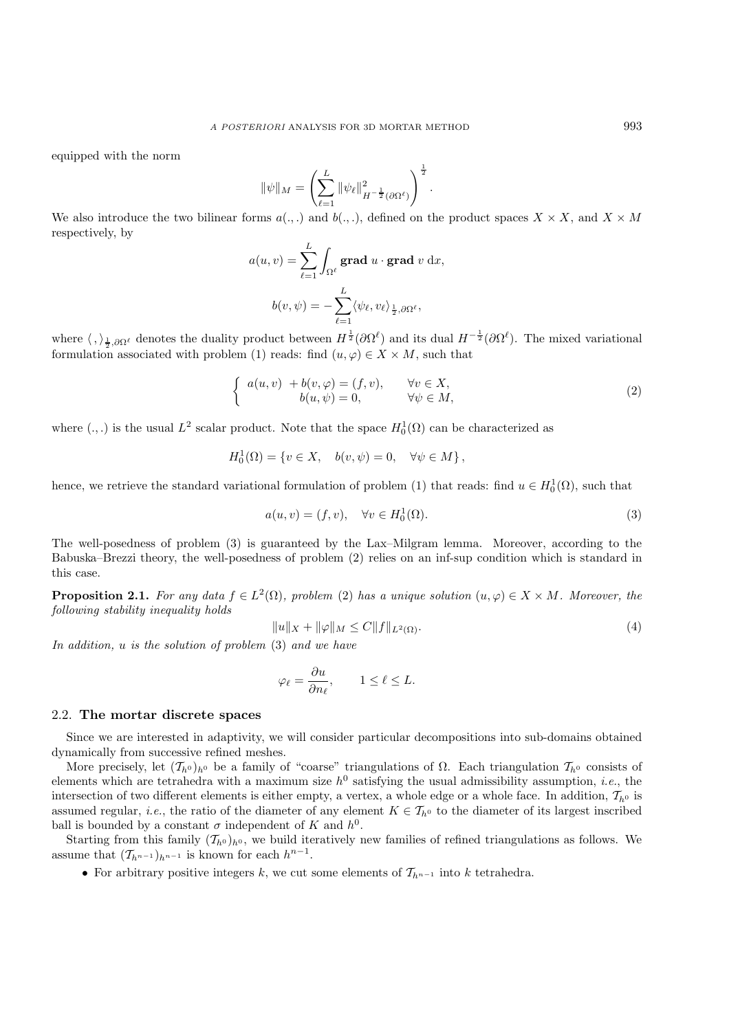equipped with the norm

$$\|\psi\|_M = \left( \sum_{\ell=1}^{L} \|\psi_\ell\|^2_{H^{-\frac{1}{2}}(\partial\Omega^\ell)} \right)^{\frac{1}{2}}.$$

We also introduce the two bilinear forms $a(.,.)$ and $b(.,.)$, defined on the product spaces $X \times X$, and $X \times M$ respectively, by

$$a(u,v) = \sum_{\ell=1}^{L} \int_{\Omega^\ell} \mathbf{grad}\; u \cdot \mathbf{grad}\; v \; \mathrm{d}x,$$

$$b(v,\psi) = -\sum_{\ell=1}^{L} \langle \psi_\ell, v_\ell \rangle_{\frac{1}{2},\partial\Omega^\ell},$$

where $\langle \, , \rangle_{\frac{1}{2},\partial\Omega^\ell}$ denotes the duality product between $H^{\frac{1}{2}}(\partial\Omega^\ell)$ and its dual $H^{-\frac{1}{2}}(\partial\Omega^\ell)$. The mixed variational formulation associated with problem (1) reads: find $(u,\varphi) \in X \times M$, such that

$$\left\{ \begin{array}{lll} a(u,v) & + b(v,\varphi) = (f,v), & \forall v \in X, \\ & b(u,\psi) = 0, & \forall \psi \in M, \end{array} \right. \tag{2}$$

where $(.,.)$ is the usual $L^2$ scalar product. Note that the space $H^1_0(\Omega)$ can be characterized as

$$H^1_0(\Omega) = \left\{ v \in X, \quad b(v,\psi) = 0, \quad \forall \psi \in M \right\},$$

hence, we retrieve the standard variational formulation of problem (1) that reads: find $u \in H^1_0(\Omega)$, such that

$$a(u,v) = (f,v), \quad \forall v \in H^1_0(\Omega). \tag{3}$$

The well-posedness of problem (3) is guaranteed by the Lax–Milgram lemma. Moreover, according to the Babuska–Brezzi theory, the well-posedness of problem (2) relies on an inf-sup condition which is standard in this case.

**Proposition 2.1.** *For any data $f \in L^2(\Omega)$, problem* (2) *has a unique solution $(u,\varphi) \in X \times M$. Moreover, the following stability inequality holds*

$$\|u\|_X + \|\varphi\|_M \leq C \|f\|_{L^2(\Omega)}. \tag{4}$$

*In addition, $u$ is the solution of problem* (3) *and we have*

$$\varphi_\ell = \frac{\partial u}{\partial n_\ell}, \qquad 1 \leq \ell \leq L.$$

### 2.2. **The mortar discrete spaces**

Since we are interested in adaptivity, we will consider particular decompositions into sub-domains obtained dynamically from successive refined meshes.

More precisely, let $(\mathcal{T}_{h^0})_{h^0}$ be a family of "coarse" triangulations of $\Omega$. Each triangulation $\mathcal{T}_{h^0}$ consists of elements which are tetrahedra with a maximum size $h^0$ satisfying the usual admissibility assumption, *i.e.*, the intersection of two different elements is either empty, a vertex, a whole edge or a whole face. In addition, $\mathcal{T}_{h^0}$ is assumed regular, *i.e.*, the ratio of the diameter of any element $K \in \mathcal{T}_{h^0}$ to the diameter of its largest inscribed ball is bounded by a constant $\sigma$ independent of $K$ and $h^0$.

Starting from this family $(\mathcal{T}_{h^0})_{h^0}$, we build iteratively new families of refined triangulations as follows. We assume that $(\mathcal{T}_{h^{n-1}})_{h^{n-1}}$ is known for each $h^{n-1}$.

- For arbitrary positive integers $k$, we cut some elements of $\mathcal{T}_{h^{n-1}}$ into $k$ tetrahedra.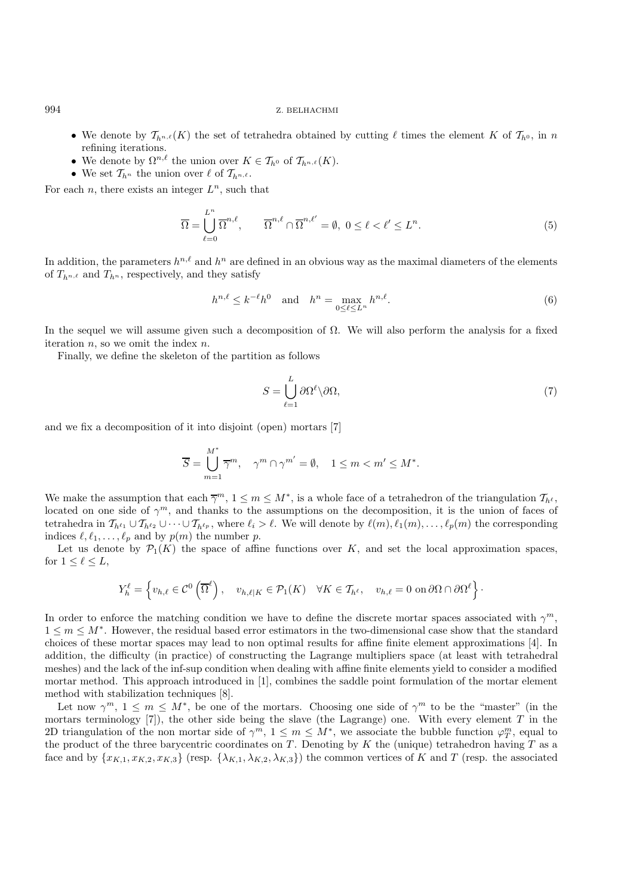- We denote by $\mathcal{T}_{h^{n,\ell}}(K)$ the set of tetrahedra obtained by cutting $\ell$ times the element $K$ of $\mathcal{T}_{h^0}$, in $n$ refining iterations.
- We denote by $\Omega^{n,\ell}$ the union over $K \in \mathcal{T}_{h^0}$ of $\mathcal{T}_{h^{n,\ell}}(K)$.
- We set $\mathcal{T}_{h^n}$ the union over $\ell$ of $\mathcal{T}_{h^{n,\ell}}$.

For each $n$, there exists an integer $L^n$, such that

$$\overline{\Omega} = \bigcup_{\ell=0}^{L^n} \overline{\Omega}^{n,\ell}, \qquad \overline{\Omega}^{n,\ell} \cap \overline{\Omega}^{n,\ell'} = \emptyset, \; 0 \leq \ell < \ell' \leq L^n. \tag{5}$$

In addition, the parameters $h^{n,\ell}$ and $h^n$ are defined in an obvious way as the maximal diameters of the elements of $T_{h^{n,\ell}}$ and $T_{h^n}$, respectively, and they satisfy

$$h^{n,\ell} \leq k^{-\ell} h^0 \quad \text{and} \quad h^n = \max_{0 \leq \ell \leq L^n} h^{n,\ell}. \tag{6}$$

In the sequel we will assume given such a decomposition of $\Omega$. We will also perform the analysis for a fixed iteration $n$, so we omit the index $n$.

Finally, we define the skeleton of the partition as follows

$$S = \bigcup_{\ell=1}^{L} \partial\Omega^{\ell} \backslash \partial\Omega, \tag{7}$$

and we fix a decomposition of it into disjoint (open) mortars [7]

$$\overline{S} = \bigcup_{m=1}^{M^*} \overline{\gamma}^m, \quad \gamma^m \cap \gamma^{m'} = \emptyset, \quad 1 \leq m < m' \leq M^*.$$

We make the assumption that each $\overline{\gamma}^m$, $1 \leq m \leq M^*$, is a whole face of a tetrahedron of the triangulation $\mathcal{T}_{h^\ell}$, located on one side of $\gamma^m$, and thanks to the assumptions on the decomposition, it is the union of faces of tetrahedra in $\mathcal{T}_{h^{\ell_1}} \cup \mathcal{T}_{h^{\ell_2}} \cup \cdots \cup \mathcal{T}_{h^{\ell_p}}$, where $\ell_i > \ell$. We will denote by $\ell(m), \ell_1(m), \ldots, \ell_p(m)$ the corresponding indices $\ell, \ell_1, \ldots, \ell_p$ and by $p(m)$ the number $p$.

Let us denote by $\mathcal{P}_1(K)$ the space of affine functions over $K$, and set the local approximation spaces, for $1 \leq \ell \leq L$,

$$Y_h^\ell = \left\{ v_{h,\ell} \in \mathcal{C}^0\left(\overline{\Omega}^\ell\right), \quad v_{h,\ell|K} \in \mathcal{P}_1(K) \quad \forall K \in \mathcal{T}_{h^\ell}, \quad v_{h,\ell} = 0 \text{ on } \partial\Omega \cap \partial\Omega^\ell \right\} \cdot$$

In order to enforce the matching condition we have to define the discrete mortar spaces associated with $\gamma^m$, $1 \leq m \leq M^*$. However, the residual based error estimators in the two-dimensional case show that the standard choices of these mortar spaces may lead to non optimal results for affine finite element approximations [4]. In addition, the difficulty (in practice) of constructing the Lagrange multipliers space (at least with tetrahedral meshes) and the lack of the inf-sup condition when dealing with affine finite elements yield to consider a modified mortar method. This approach introduced in [1], combines the saddle point formulation of the mortar element method with stabilization techniques [8].

Let now $\gamma^m$, $1 \leq m \leq M^*$, be one of the mortars. Choosing one side of $\gamma^m$ to be the "master" (in the mortars terminology [7]), the other side being the slave (the Lagrange) one. With every element $T$ in the 2D triangulation of the non mortar side of $\gamma^m$, $1 \leq m \leq M^*$, we associate the bubble function $\varphi_T^m$, equal to the product of the three barycentric coordinates on $T$. Denoting by $K$ the (unique) tetrahedron having $T$ as a face and by $\{x_{K,1}, x_{K,2}, x_{K,3}\}$ (resp. $\{\lambda_{K,1}, \lambda_{K,2}, \lambda_{K,3}\}$) the common vertices of $K$ and $T$ (resp. the associated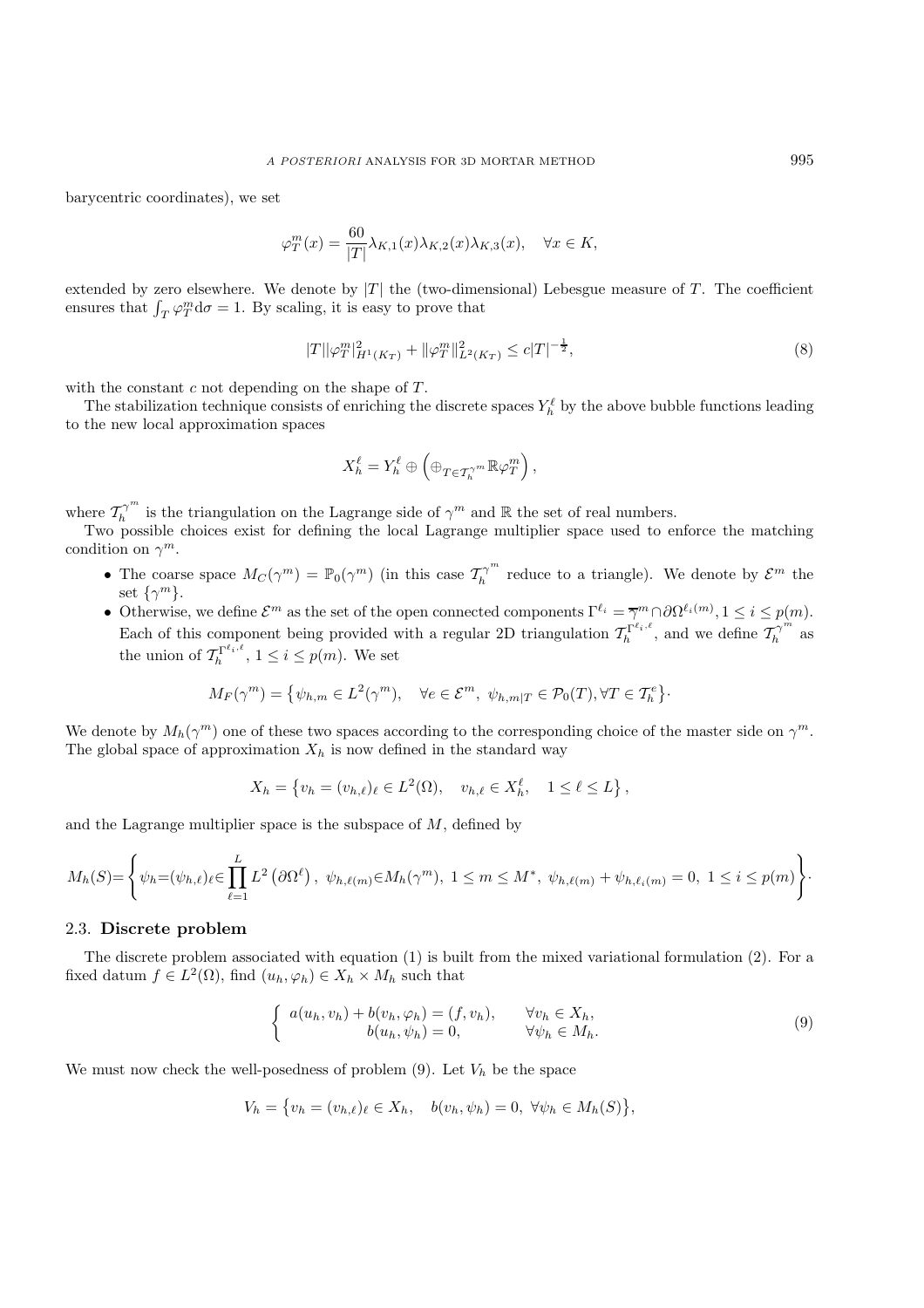barycentric coordinates), we set

$$\varphi_T^m(x) = \frac{60}{|T|}\lambda_{K,1}(x)\lambda_{K,2}(x)\lambda_{K,3}(x), \quad \forall x \in K,$$

extended by zero elsewhere. We denote by $|T|$ the (two-dimensional) Lebesgue measure of $T$. The coefficient ensures that $\int_T \varphi_T^m \mathrm{d}\sigma = 1$. By scaling, it is easy to prove that

$$|T||\varphi_T^m|^2_{H^1(K_T)} + \|\varphi_T^m\|^2_{L^2(K_T)} \leq c|T|^{-\frac{1}{2}}, \tag{8}$$

with the constant $c$ not depending on the shape of $T$.

The stabilization technique consists of enriching the discrete spaces $Y_h^\ell$ by the above bubble functions leading to the new local approximation spaces

$$X_h^\ell = Y_h^\ell \oplus \left(\oplus_{T\in\mathcal{T}_h^{\gamma^m}} \mathbb{R}\varphi_T^m\right),$$

where $\mathcal{T}_h^{\gamma^m}$ is the triangulation on the Lagrange side of $\gamma^m$ and $\mathbb{R}$ the set of real numbers.

Two possible choices exist for defining the local Lagrange multiplier space used to enforce the matching condition on $\gamma^m$.

- The coarse space $M_C(\gamma^m) = \mathbb{P}_0(\gamma^m)$ (in this case $\mathcal{T}_h^{\gamma^m}$ reduce to a triangle). We denote by $\mathcal{E}^m$ the set $\{\gamma^m\}$.
- Otherwise, we define $\mathcal{E}^m$ as the set of the open connected components $\Gamma^{\ell_i} = \overline{\gamma}^m \cap \partial\Omega^{\ell_i(m)}, 1 \leq i \leq p(m)$. Each of this component being provided with a regular 2D triangulation $\mathcal{T}_h^{\Gamma^{\ell_i,\ell}}$, and we define $\mathcal{T}_h^{\gamma^m}$ as the union of $\mathcal{T}_h^{\Gamma^{\ell_i,\ell}}$, $1 \leq i \leq p(m)$. We set

$$M_F(\gamma^m) = \left\{\psi_{h,m} \in L^2(\gamma^m), \quad \forall e \in \mathcal{E}^m,\ \psi_{h,m|T} \in \mathcal{P}_0(T), \forall T \in \mathcal{T}_h^e\right\}.$$

We denote by $M_h(\gamma^m)$ one of these two spaces according to the corresponding choice of the master side on $\gamma^m$. The global space of approximation $X_h$ is now defined in the standard way

$$X_h = \left\{v_h = (v_{h,\ell})_\ell \in L^2(\Omega), \quad v_{h,\ell} \in X_h^\ell, \quad 1 \leq \ell \leq L\right\},$$

and the Lagrange multiplier space is the subspace of $M$, defined by

$$M_h(S) = \left\{\psi_h = (\psi_{h,\ell})_\ell \in \prod_{\ell=1}^{L} L^2\left(\partial\Omega^\ell\right),\ \psi_{h,\ell(m)} \in M_h(\gamma^m),\ 1 \leq m \leq M^*,\ \psi_{h,\ell(m)} + \psi_{h,\ell_i(m)} = 0,\ 1 \leq i \leq p(m)\right\}.$$

### 2.3. Discrete problem

The discrete problem associated with equation (1) is built from the mixed variational formulation (2). For a fixed datum $f \in L^2(\Omega)$, find $(u_h, \varphi_h) \in X_h \times M_h$ such that

$$\left\{\begin{array}{ll} a(u_h, v_h) + b(v_h, \varphi_h) = (f, v_h), & \forall v_h \in X_h, \\ b(u_h, \psi_h) = 0, & \forall \psi_h \in M_h. \end{array}\right. \tag{9}$$

We must now check the well-posedness of problem (9). Let $V_h$ be the space

$$V_h = \left\{v_h = (v_{h,\ell})_\ell \in X_h, \quad b(v_h, \psi_h) = 0,\ \forall \psi_h \in M_h(S)\right\},$$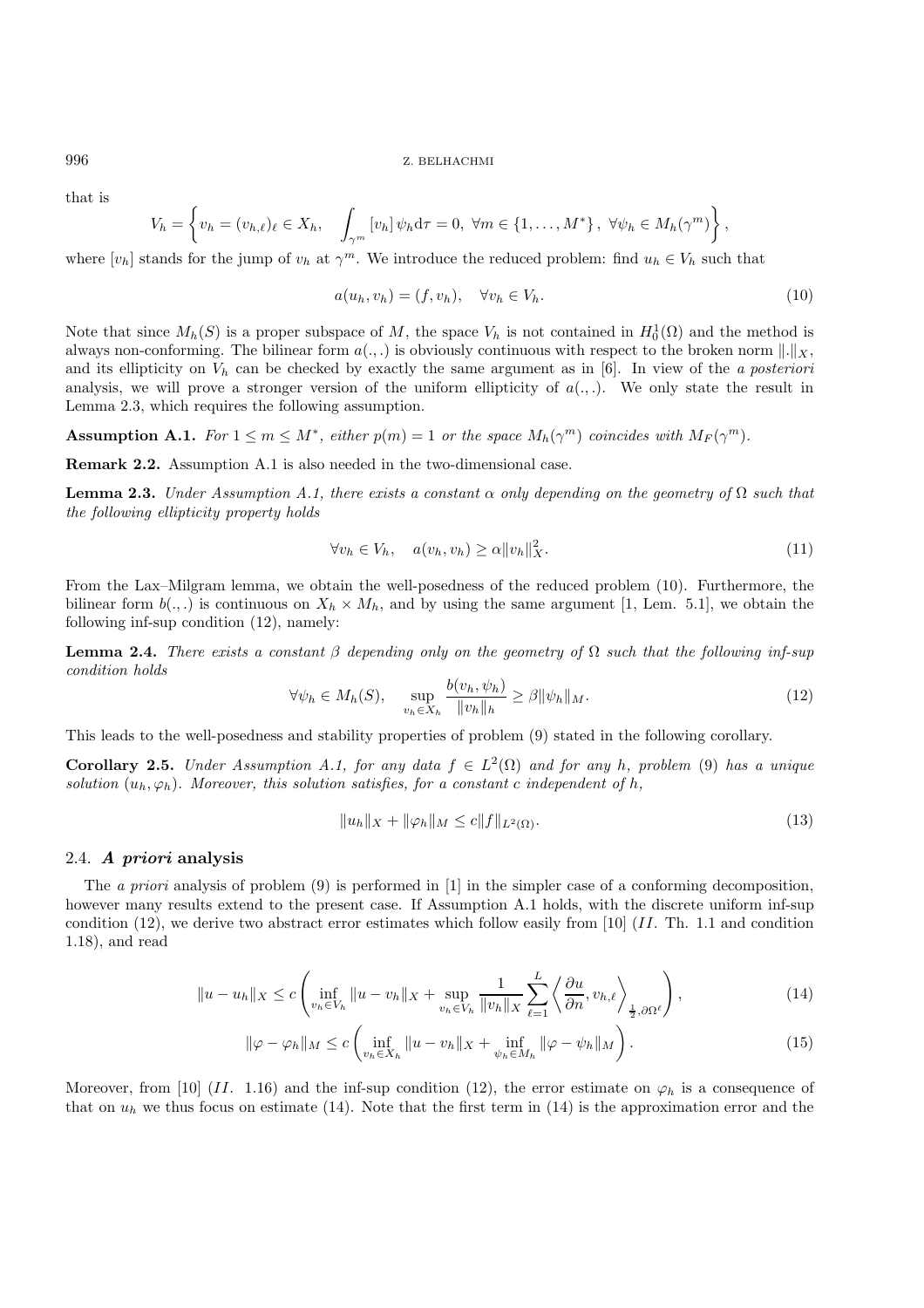that is

$$V_h = \left\{ v_h = (v_{h,\ell})_\ell \in X_h, \quad \int_{\gamma^m} [v_h]\, \psi_h \mathrm{d}\tau = 0, \ \forall m \in \{1, \ldots, M^*\}, \ \forall \psi_h \in M_h(\gamma^m) \right\},$$

where $[v_h]$ stands for the jump of $v_h$ at $\gamma^m$. We introduce the reduced problem: find $u_h \in V_h$ such that

$$a(u_h, v_h) = (f, v_h), \quad \forall v_h \in V_h. \tag{10}$$

Note that since $M_h(S)$ is a proper subspace of $M$, the space $V_h$ is not contained in $H_0^1(\Omega)$ and the method is always non-conforming. The bilinear form $a(.,.)$ is obviously continuous with respect to the broken norm $\|.\|_X$, and its ellipticity on $V_h$ can be checked by exactly the same argument as in [6]. In view of the *a posteriori* analysis, we will prove a stronger version of the uniform ellipticity of $a(.,.)$. We only state the result in Lemma 2.3, which requires the following assumption.

**Assumption A.1.** *For $1 \leq m \leq M^*$, either $p(m) = 1$ or the space $M_h(\gamma^m)$ coincides with $M_F(\gamma^m)$.*

**Remark 2.2.** Assumption A.1 is also needed in the two-dimensional case.

**Lemma 2.3.** *Under Assumption A.1, there exists a constant $\alpha$ only depending on the geometry of $\Omega$ such that the following ellipticity property holds*

$$\forall v_h \in V_h, \quad a(v_h, v_h) \geq \alpha \|v_h\|_X^2. \tag{11}$$

From the Lax–Milgram lemma, we obtain the well-posedness of the reduced problem (10). Furthermore, the bilinear form $b(.,.)$ is continuous on $X_h \times M_h$, and by using the same argument [1, Lem. 5.1], we obtain the following inf-sup condition (12), namely:

**Lemma 2.4.** *There exists a constant $\beta$ depending only on the geometry of $\Omega$ such that the following inf-sup condition holds*

$$\forall \psi_h \in M_h(S), \quad \sup_{v_h \in X_h} \frac{b(v_h, \psi_h)}{\|v_h\|_h} \geq \beta \|\psi_h\|_M. \tag{12}$$

This leads to the well-posedness and stability properties of problem (9) stated in the following corollary.

**Corollary 2.5.** *Under Assumption A.1, for any data $f \in L^2(\Omega)$ and for any $h$, problem (9) has a unique solution $(u_h, \varphi_h)$. Moreover, this solution satisfies, for a constant $c$ independent of $h$,*

$$\|u_h\|_X + \|\varphi_h\|_M \leq c \|f\|_{L^2(\Omega)}. \tag{13}$$

### 2.4. *A priori* analysis

The *a priori* analysis of problem (9) is performed in [1] in the simpler case of a conforming decomposition, however many results extend to the present case. If Assumption A.1 holds, with the discrete uniform inf-sup condition (12), we derive two abstract error estimates which follow easily from [10] (*II*. Th. 1.1 and condition 1.18), and read

$$\|u - u_h\|_X \leq c \left( \inf_{v_h \in V_h} \|u - v_h\|_X + \sup_{v_h \in V_h} \frac{1}{\|v_h\|_X} \sum_{\ell=1}^{L} \left\langle \frac{\partial u}{\partial n}, v_{h,\ell} \right\rangle_{\frac{1}{2}, \partial \Omega^\ell} \right), \tag{14}$$

$$\|\varphi - \varphi_h\|_M \leq c \left( \inf_{v_h \in X_h} \|u - v_h\|_X + \inf_{\psi_h \in M_h} \|\varphi - \psi_h\|_M \right). \tag{15}$$

Moreover, from [10] (*II*. 1.16) and the inf-sup condition (12), the error estimate on $\varphi_h$ is a consequence of that on $u_h$ we thus focus on estimate (14). Note that the first term in (14) is the approximation error and the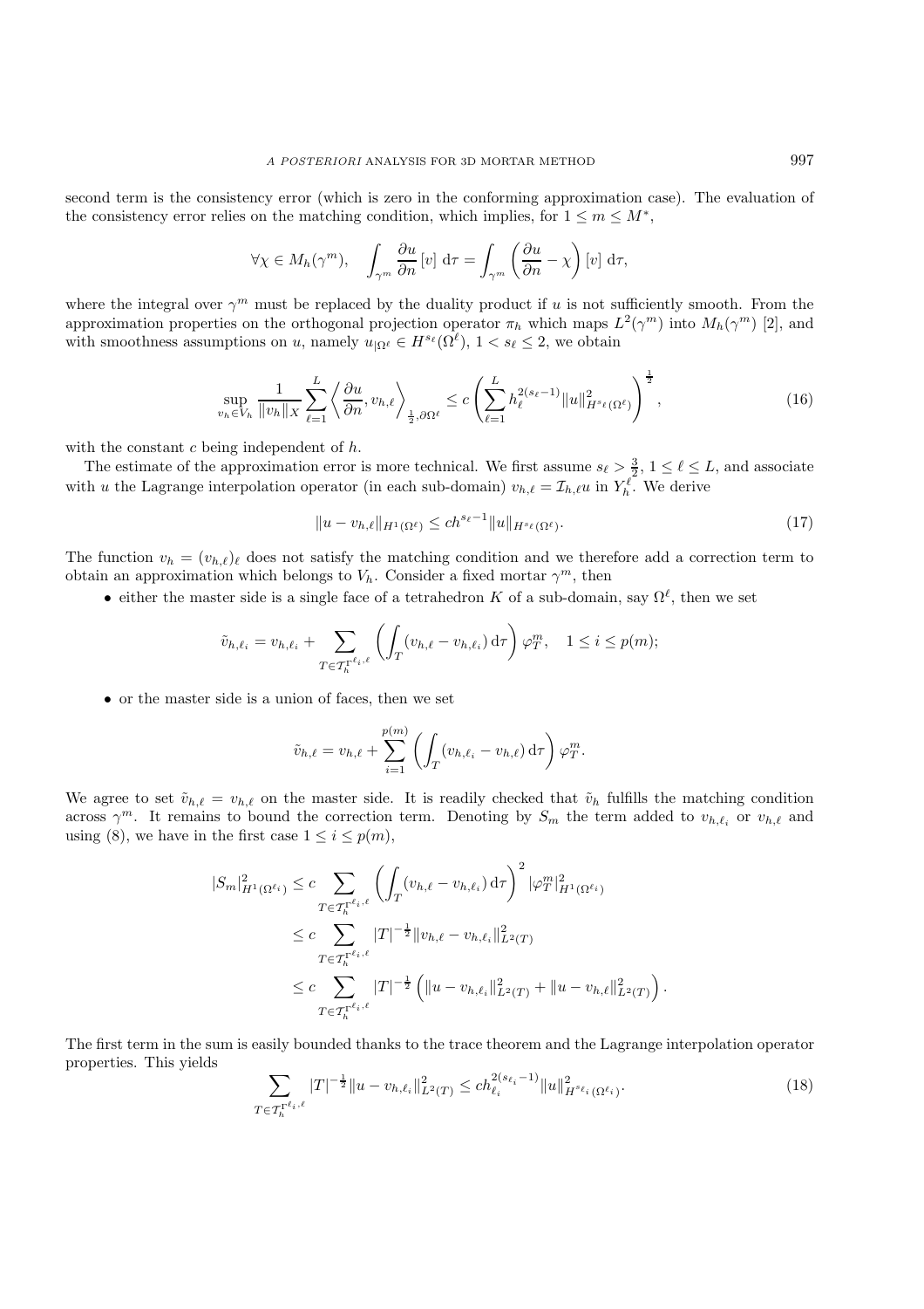second term is the consistency error (which is zero in the conforming approximation case). The evaluation of the consistency error relies on the matching condition, which implies, for $1 \le m \le M^*$,

$$\forall \chi \in M_h(\gamma^m), \quad \int_{\gamma^m} \frac{\partial u}{\partial n} [v] \, \mathrm{d}\tau = \int_{\gamma^m} \left( \frac{\partial u}{\partial n} - \chi \right) [v] \, \mathrm{d}\tau,$$

where the integral over $\gamma^m$ must be replaced by the duality product if $u$ is not sufficiently smooth. From the approximation properties on the orthogonal projection operator $\pi_h$ which maps $L^2(\gamma^m)$ into $M_h(\gamma^m)$ [2], and with smoothness assumptions on $u$, namely $u_{|\Omega^\ell} \in H^{s_\ell}(\Omega^\ell)$, $1 < s_\ell \le 2$, we obtain

$$\sup_{v_h \in V_h} \frac{1}{\|v_h\|_X} \sum_{\ell=1}^{L} \left\langle \frac{\partial u}{\partial n}, v_{h,\ell} \right\rangle_{\frac{1}{2},\partial\Omega^\ell} \le c \left( \sum_{\ell=1}^{L} h_\ell^{2(s_\ell-1)} \|u\|^2_{H^{s_\ell}(\Omega^\ell)} \right)^{\frac{1}{2}}, \tag{16}$$

with the constant $c$ being independent of $h$.

The estimate of the approximation error is more technical. We first assume $s_\ell > \frac{3}{2}$, $1 \le \ell \le L$, and associate with $u$ the Lagrange interpolation operator (in each sub-domain) $v_{h,\ell} = \mathcal{I}_{h,\ell} u$ in $Y_h^\ell$. We derive

$$\|u - v_{h,\ell}\|_{H^1(\Omega^\ell)} \le c h^{s_\ell - 1} \|u\|_{H^{s_\ell}(\Omega^\ell)}. \tag{17}$$

The function $v_h = (v_{h,\ell})_\ell$ does not satisfy the matching condition and we therefore add a correction term to obtain an approximation which belongs to $V_h$. Consider a fixed mortar $\gamma^m$, then

- either the master side is a single face of a tetrahedron $K$ of a sub-domain, say $\Omega^\ell$, then we set

$$\tilde{v}_{h,\ell_i} = v_{h,\ell_i} + \sum_{T \in \mathcal{T}_h^{\Gamma^{\ell_i,\ell}}} \left( \int_T (v_{h,\ell} - v_{h,\ell_i}) \, \mathrm{d}\tau \right) \varphi_T^m, \quad 1 \le i \le p(m);$$

- or the master side is a union of faces, then we set

$$\tilde{v}_{h,\ell} = v_{h,\ell} + \sum_{i=1}^{p(m)} \left( \int_T (v_{h,\ell_i} - v_{h,\ell}) \, \mathrm{d}\tau \right) \varphi_T^m.$$

We agree to set $\tilde{v}_{h,\ell} = v_{h,\ell}$ on the master side. It is readily checked that $\tilde{v}_h$ fulfills the matching condition across $\gamma^m$. It remains to bound the correction term. Denoting by $S_m$ the term added to $v_{h,\ell_i}$ or $v_{h,\ell}$ and using (8), we have in the first case $1 \le i \le p(m)$,

$$\begin{aligned}
|S_m|^2_{H^1(\Omega^{\ell_i})} &\le c \sum_{T \in \mathcal{T}_h^{\Gamma^{\ell_i,\ell}}} \left( \int_T (v_{h,\ell} - v_{h,\ell_i}) \, \mathrm{d}\tau \right)^2 |\varphi_T^m|^2_{H^1(\Omega^{\ell_i})} \\
&\le c \sum_{T \in \mathcal{T}_h^{\Gamma^{\ell_i,\ell}}} |T|^{-\frac{1}{2}} \|v_{h,\ell} - v_{h,\ell_i}\|^2_{L^2(T)} \\
&\le c \sum_{T \in \mathcal{T}_h^{\Gamma^{\ell_i,\ell}}} |T|^{-\frac{1}{2}} \left( \|u - v_{h,\ell_i}\|^2_{L^2(T)} + \|u - v_{h,\ell}\|^2_{L^2(T)} \right).
\end{aligned}$$

The first term in the sum is easily bounded thanks to the trace theorem and the Lagrange interpolation operator properties. This yields

$$\sum_{T \in \mathcal{T}_h^{\Gamma^{\ell_i,\ell}}} |T|^{-\frac{1}{2}} \|u - v_{h,\ell_i}\|^2_{L^2(T)} \le c h_{\ell_i}^{2(s_{\ell_i}-1)} \|u\|^2_{H^{s_{\ell_i}}(\Omega^{\ell_i})}. \tag{18}$$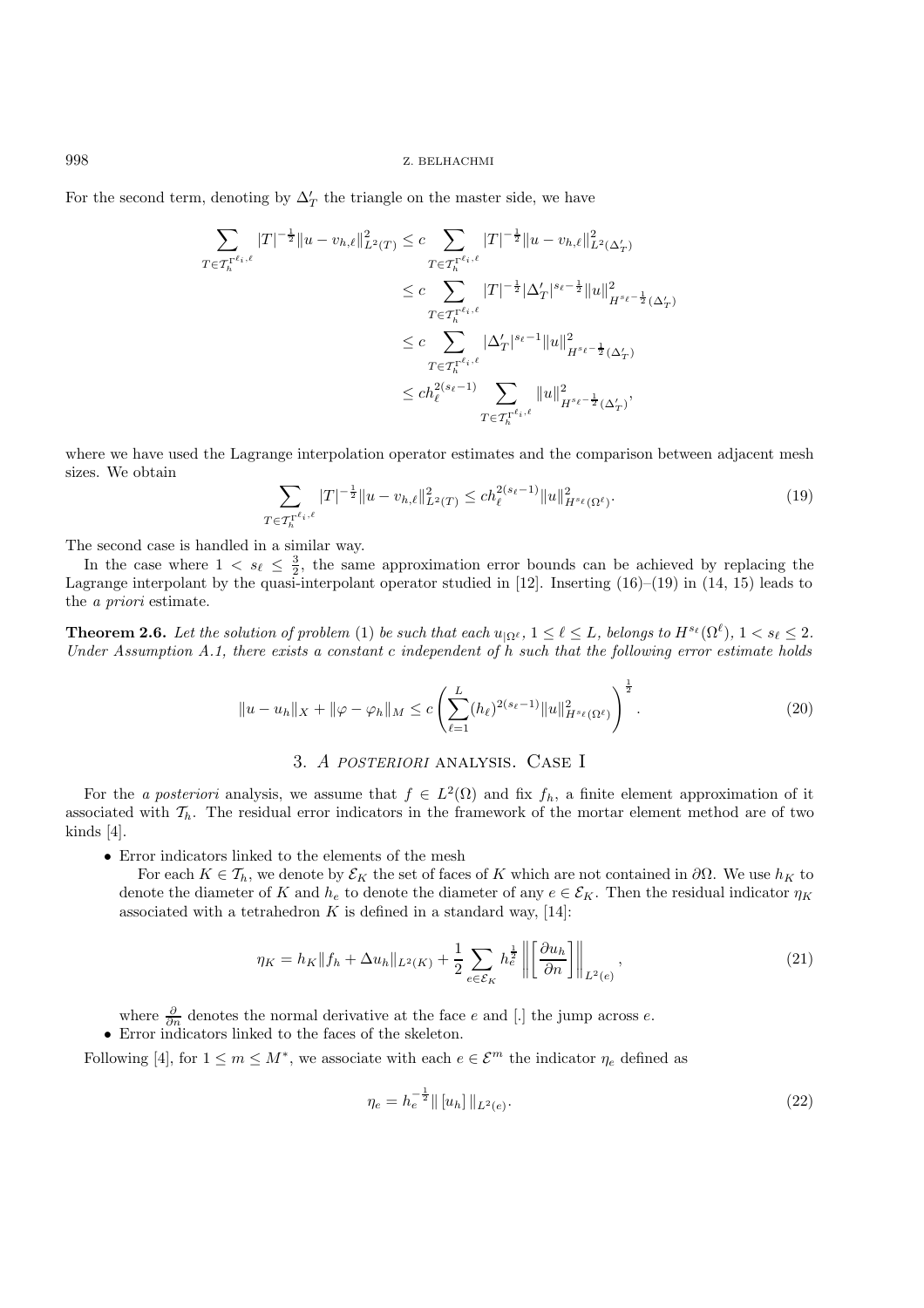For the second term, denoting by $\Delta'_T$ the triangle on the master side, we have

$$
\begin{aligned}
\sum_{T\in\mathcal{T}_h^{\Gamma^{\ell_i},\ell}} |T|^{-\frac{1}{2}}\|u-v_{h,\ell}\|^2_{L^2(T)} &\leq c \sum_{T\in\mathcal{T}_h^{\Gamma^{\ell_i},\ell}} |T|^{-\frac{1}{2}}\|u-v_{h,\ell}\|^2_{L^2(\Delta'_T)} \\
&\leq c \sum_{T\in\mathcal{T}_h^{\Gamma^{\ell_i},\ell}} |T|^{-\frac{1}{2}}|\Delta'_T|^{s_\ell-\frac{1}{2}}\|u\|^2_{H^{s_\ell-\frac{1}{2}}(\Delta'_T)} \\
&\leq c \sum_{T\in\mathcal{T}_h^{\Gamma^{\ell_i},\ell}} |\Delta'_T|^{s_\ell-1}\|u\|^2_{H^{s_\ell-\frac{1}{2}}(\Delta'_T)} \\
&\leq c h_\ell^{2(s_\ell-1)} \sum_{T\in\mathcal{T}_h^{\Gamma^{\ell_i},\ell}} \|u\|^2_{H^{s_\ell-\frac{1}{2}}(\Delta'_T)},
\end{aligned}
$$

where we have used the Lagrange interpolation operator estimates and the comparison between adjacent mesh sizes. We obtain

$$
\sum_{T\in\mathcal{T}_h^{\Gamma^{\ell_i},\ell}} |T|^{-\frac{1}{2}}\|u-v_{h,\ell}\|^2_{L^2(T)} \leq c h_\ell^{2(s_\ell-1)}\|u\|^2_{H^{s_\ell}(\Omega^\ell)}. \tag{19}
$$

The second case is handled in a similar way.

In the case where $1 < s_\ell \leq \frac{3}{2}$, the same approximation error bounds can be achieved by replacing the Lagrange interpolant by the quasi-interpolant operator studied in [12]. Inserting (16)–(19) in (14, 15) leads to the *a priori* estimate.

**Theorem 2.6.** *Let the solution of problem* (1) *be such that each $u_{|\Omega^\ell}$, $1 \leq \ell \leq L$, belongs to $H^{s_\ell}(\Omega^\ell)$, $1 < s_\ell \leq 2$. Under Assumption A.1, there exists a constant $c$ independent of $h$ such that the following error estimate holds*

$$
\|u-u_h\|_X + \|\varphi-\varphi_h\|_M \leq c\left(\sum_{\ell=1}^{L}(h_\ell)^{2(s_\ell-1)}\|u\|^2_{H^{s_\ell}(\Omega^\ell)}\right)^{\frac{1}{2}}. \tag{20}
$$

## 3. *A posteriori* analysis. Case I

For the *a posteriori* analysis, we assume that $f \in L^2(\Omega)$ and fix $f_h$, a finite element approximation of it associated with $\mathcal{T}_h$. The residual error indicators in the framework of the mortar element method are of two kinds [4].

- Error indicators linked to the elements of the mesh

  For each $K \in \mathcal{T}_h$, we denote by $\mathcal{E}_K$ the set of faces of $K$ which are not contained in $\partial\Omega$. We use $h_K$ to denote the diameter of $K$ and $h_e$ to denote the diameter of any $e \in \mathcal{E}_K$. Then the residual indicator $\eta_K$ associated with a tetrahedron $K$ is defined in a standard way, [14]:

$$
\eta_K = h_K\|f_h + \Delta u_h\|_{L^2(K)} + \frac{1}{2}\sum_{e\in\mathcal{E}_K} h_e^{\frac{1}{2}}\left\|\left[\frac{\partial u_h}{\partial n}\right]\right\|_{L^2(e)}, \tag{21}
$$

  where $\frac{\partial}{\partial n}$ denotes the normal derivative at the face $e$ and $[.]$ the jump across $e$.

- Error indicators linked to the faces of the skeleton.

Following [4], for $1 \leq m \leq M^*$, we associate with each $e \in \mathcal{E}^m$ the indicator $\eta_e$ defined as

$$
\eta_e = h_e^{-\frac{1}{2}}\|\,[u_h]\,\|_{L^2(e)}. \tag{22}
$$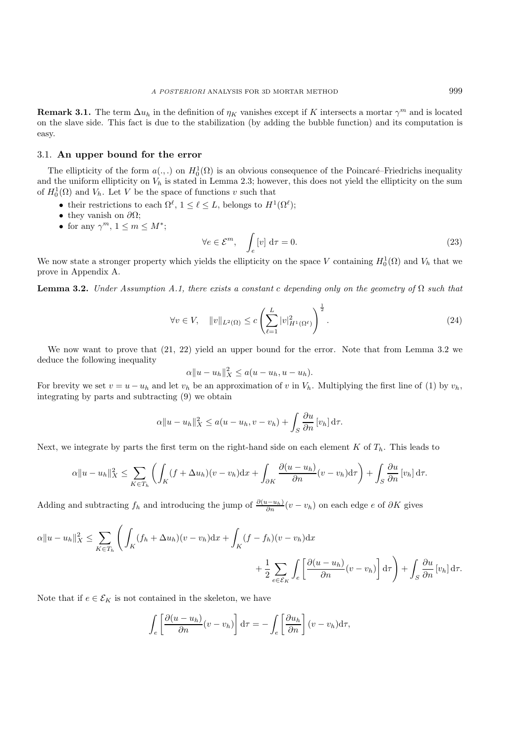**Remark 3.1.** The term $\Delta u_h$ in the definition of $\eta_K$ vanishes except if $K$ intersects a mortar $\gamma^m$ and is located on the slave side. This fact is due to the stabilization (by adding the bubble function) and its computation is easy.

### 3.1. An upper bound for the error

The ellipticity of the form $a(.,.)$ on $H_0^1(\Omega)$ is an obvious consequence of the Poincaré–Friedrichs inequality and the uniform ellipticity on $V_h$ is stated in Lemma 2.3; however, this does not yield the ellipticity on the sum of $H_0^1(\Omega)$ and $V_h$. Let $V$ be the space of functions $v$ such that

- their restrictions to each $\Omega^\ell$, $1 \le \ell \le L$, belongs to $H^1(\Omega^\ell)$;
- they vanish on $\partial\Omega$;
- for any $\gamma^m$, $1 \le m \le M^*$;

$$\forall e \in \mathcal{E}^m, \quad \int_e [v] \, \mathrm{d}\tau = 0. \tag{23}$$

We now state a stronger property which yields the ellipticity on the space $V$ containing $H_0^1(\Omega)$ and $V_h$ that we prove in Appendix A.

**Lemma 3.2.** *Under Assumption A.1, there exists a constant $c$ depending only on the geometry of $\Omega$ such that*

$$\forall v \in V, \quad \|v\|_{L^2(\Omega)} \le c \left( \sum_{\ell=1}^{L} |v|^2_{H^1(\Omega^\ell)} \right)^{\frac{1}{2}}. \tag{24}$$

We now want to prove that (21, 22) yield an upper bound for the error. Note that from Lemma 3.2 we deduce the following inequality

$$\alpha \|u - u_h\|_X^2 \le a(u - u_h, u - u_h).$$

For brevity we set $v = u - u_h$ and let $v_h$ be an approximation of $v$ in $V_h$. Multiplying the first line of (1) by $v_h$, integrating by parts and subtracting (9) we obtain

$$\alpha \|u - u_h\|_X^2 \le a(u - u_h, v - v_h) + \int_S \frac{\partial u}{\partial n} [v_h] \, \mathrm{d}\tau.$$

Next, we integrate by parts the first term on the right-hand side on each element $K$ of $T_h$. This leads to

$$\alpha \|u - u_h\|_X^2 \le \sum_{K \in T_h} \left( \int_K (f + \Delta u_h)(v - v_h) \mathrm{d}x + \int_{\partial K} \frac{\partial (u - u_h)}{\partial n} (v - v_h) \mathrm{d}\tau \right) + \int_S \frac{\partial u}{\partial n} [v_h] \, \mathrm{d}\tau.$$

Adding and subtracting $f_h$ and introducing the jump of $\frac{\partial (u - u_h)}{\partial n}(v - v_h)$ on each edge $e$ of $\partial K$ gives

$$\alpha \|u - u_h\|_X^2 \le \sum_{K \in T_h} \left( \int_K (f_h + \Delta u_h)(v - v_h) \mathrm{d}x + \int_K (f - f_h)(v - v_h) \mathrm{d}x \right.$$
$$\left. + \frac{1}{2} \sum_{e \in \mathcal{E}_K} \int_e \left[ \frac{\partial (u - u_h)}{\partial n} (v - v_h) \right] \mathrm{d}\tau \right) + \int_S \frac{\partial u}{\partial n} [v_h] \, \mathrm{d}\tau.$$

Note that if $e \in \mathcal{E}_K$ is not contained in the skeleton, we have

$$\int_e \left[ \frac{\partial (u - u_h)}{\partial n} (v - v_h) \right] \mathrm{d}\tau = - \int_e \left[ \frac{\partial u_h}{\partial n} \right] (v - v_h) \mathrm{d}\tau,$$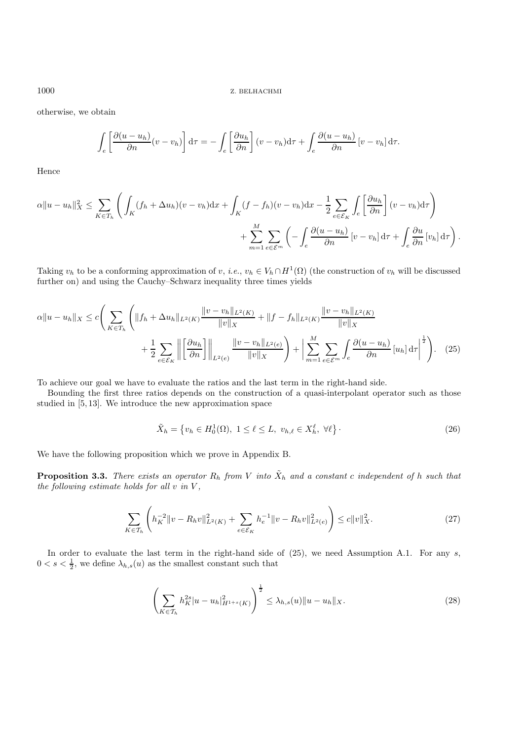otherwise, we obtain

$$\int_e \left[\frac{\partial(u-u_h)}{\partial n}(v-v_h)\right] \mathrm{d}\tau = -\int_e \left[\frac{\partial u_h}{\partial n}\right](v-v_h)\mathrm{d}\tau + \int_e \frac{\partial(u-u_h)}{\partial n}\left[v-v_h\right]\mathrm{d}\tau.$$

Hence

$$\alpha\|u-u_h\|_X^2 \leq \sum_{K\in\mathcal{T}_h}\left(\int_K (f_h+\Delta u_h)(v-v_h)\mathrm{d}x + \int_K (f-f_h)(v-v_h)\mathrm{d}x - \frac{1}{2}\sum_{e\in\mathcal{E}_K}\int_e\left[\frac{\partial u_h}{\partial n}\right](v-v_h)\mathrm{d}\tau\right) + \sum_{m=1}^{M}\sum_{e\in\mathcal{E}^m}\left(-\int_e \frac{\partial(u-u_h)}{\partial n}\left[v-v_h\right]\mathrm{d}\tau + \int_e \frac{\partial u}{\partial n}\left[v_h\right]\mathrm{d}\tau\right).$$

Taking $v_h$ to be a conforming approximation of $v$, *i.e.*, $v_h \in V_h \cap H^1(\Omega)$ (the construction of $v_h$ will be discussed further on) and using the Cauchy–Schwarz inequality three times yields

$$\alpha\|u-u_h\|_X \leq c\Bigg(\sum_{K\in\mathcal{T}_h}\Bigg(\|f_h+\Delta u_h\|_{L^2(K)}\frac{\|v-v_h\|_{L^2(K)}}{\|v\|_X} + \|f-f_h\|_{L^2(K)}\frac{\|v-v_h\|_{L^2(K)}}{\|v\|_X} + \frac{1}{2}\sum_{e\in\mathcal{E}_K}\left\|\left[\frac{\partial u_h}{\partial n}\right]\right\|_{L^2(e)}\frac{\|v-v_h\|_{L^2(e)}}{\|v\|_X}\Bigg) + \left|\sum_{m=1}^{M}\sum_{e\in\mathcal{E}^m}\int_e\frac{\partial(u-u_h)}{\partial n}\left[u_h\right]\mathrm{d}\tau\right|^{\frac{1}{2}}\Bigg). \quad (25)$$

To achieve our goal we have to evaluate the ratios and the last term in the right-hand side.

Bounding the first three ratios depends on the construction of a quasi-interpolant operator such as those studied in [5,13]. We introduce the new approximation space

$$\tilde{X}_h = \left\{v_h \in H_0^1(\Omega),\ 1 \leq \ell \leq L,\ v_{h,\ell} \in X_h^\ell,\ \forall \ell\right\}. \quad (26)$$

We have the following proposition which we prove in Appendix B.

**Proposition 3.3.** *There exists an operator $R_h$ from $V$ into $\tilde{X}_h$ and a constant $c$ independent of $h$ such that the following estimate holds for all $v$ in $V$,*

$$\sum_{K\in\mathcal{T}_h}\left(h_K^{-2}\|v-R_hv\|_{L^2(K)}^2 + \sum_{e\in\mathcal{E}_K}h_e^{-1}\|v-R_hv\|_{L^2(e)}^2\right) \leq c\|v\|_X^2. \quad (27)$$

In order to evaluate the last term in the right-hand side of (25), we need Assumption A.1. For any $s$, $0 < s < \frac{1}{2}$, we define $\lambda_{h,s}(u)$ as the smallest constant such that

$$\left(\sum_{K\in\mathcal{T}_h}h_K^{2s}|u-u_h|_{H^{1+s}(K)}^2\right)^{\frac{1}{2}} \leq \lambda_{h,s}(u)\|u-u_h\|_X. \quad (28)$$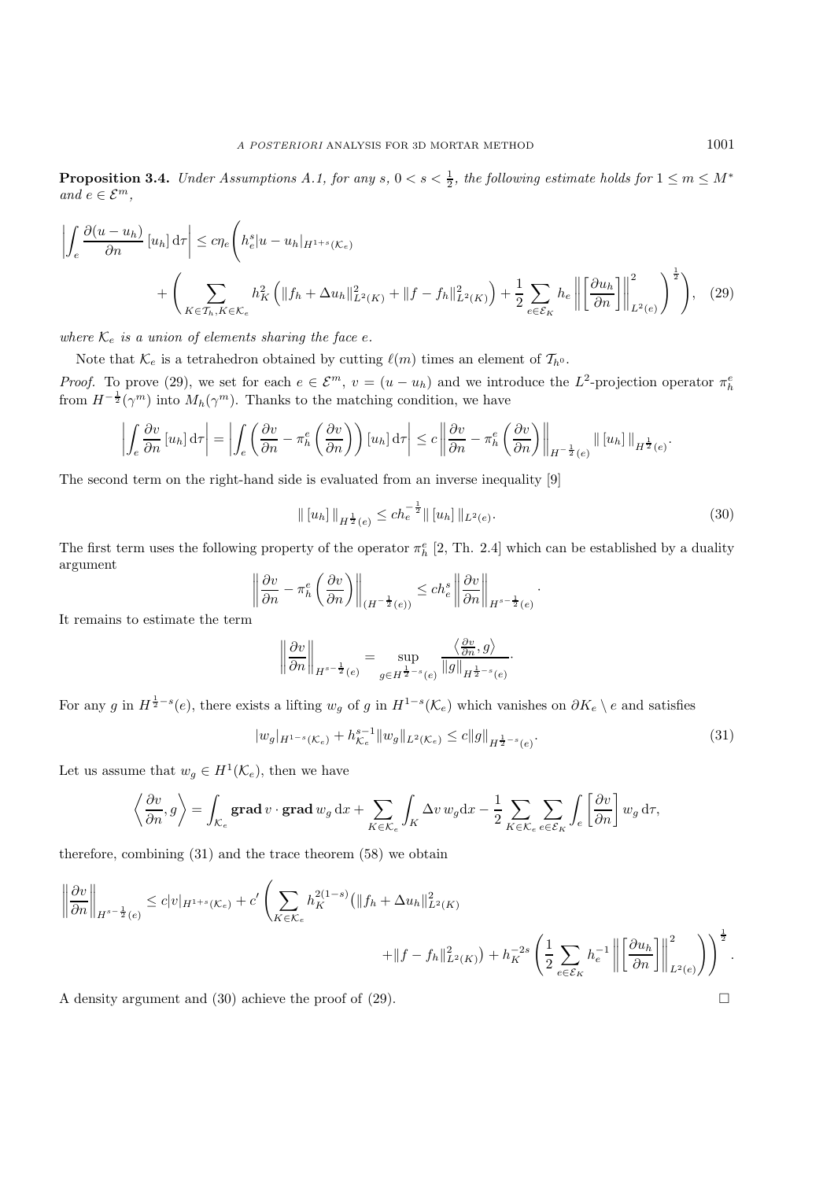**Proposition 3.4.** *Under Assumptions A.1, for any s, $0 < s < \frac{1}{2}$, the following estimate holds for $1 \leq m \leq M^*$ and $e \in \mathcal{E}^m$,*

$$\left| \int_e \frac{\partial(u-u_h)}{\partial n} [u_h] \, \mathrm{d}\tau \right| \leq c\eta_e \Bigg( h_e^s |u-u_h|_{H^{1+s}(\mathcal{K}_e)} + \Bigg( \sum_{K \in \mathcal{T}_h, K \in \mathcal{K}_e} h_K^2 \left( \|f_h + \Delta u_h\|_{L^2(K)}^2 + \|f - f_h\|_{L^2(K)}^2 \right) + \frac{1}{2} \sum_{e \in \mathcal{E}_K} h_e \left\| \left[ \frac{\partial u_h}{\partial n} \right] \right\|_{L^2(e)}^2 \Bigg)^{\frac{1}{2}} \Bigg), \quad (29)$$

*where $\mathcal{K}_e$ is a union of elements sharing the face e.*

Note that $\mathcal{K}_e$ is a tetrahedron obtained by cutting $\ell(m)$ times an element of $\mathcal{T}_{h^0}$.

*Proof.* To prove (29), we set for each $e \in \mathcal{E}^m$, $v = (u - u_h)$ and we introduce the $L^2$-projection operator $\pi_h^e$ from $H^{-\frac{1}{2}}(\gamma^m)$ into $M_h(\gamma^m)$. Thanks to the matching condition, we have

$$\left| \int_e \frac{\partial v}{\partial n} [u_h] \, \mathrm{d}\tau \right| = \left| \int_e \left( \frac{\partial v}{\partial n} - \pi_h^e \left( \frac{\partial v}{\partial n} \right) \right) [u_h] \, \mathrm{d}\tau \right| \leq c \left\| \frac{\partial v}{\partial n} - \pi_h^e \left( \frac{\partial v}{\partial n} \right) \right\|_{H^{-\frac{1}{2}}(e)} \| [u_h] \|_{H^{\frac{1}{2}}(e)}.$$

The second term on the right-hand side is evaluated from an inverse inequality [9]

$$\| [u_h] \|_{H^{\frac{1}{2}}(e)} \leq c h_e^{-\frac{1}{2}} \| [u_h] \|_{L^2(e)}. \quad (30)$$

The first term uses the following property of the operator $\pi_h^e$ [2, Th. 2.4] which can be established by a duality argument

$$\left\| \frac{\partial v}{\partial n} - \pi_h^e \left( \frac{\partial v}{\partial n} \right) \right\|_{(H^{-\frac{1}{2}}(e))} \leq c h_e^s \left\| \frac{\partial v}{\partial n} \right\|_{H^{s-\frac{1}{2}}(e)}.$$

It remains to estimate the term

$$\left\| \frac{\partial v}{\partial n} \right\|_{H^{s-\frac{1}{2}}(e)} = \sup_{g \in H^{\frac{1}{2}-s}(e)} \frac{\left\langle \frac{\partial v}{\partial n}, g \right\rangle}{\|g\|_{H^{\frac{1}{2}-s}(e)}}.$$

For any $g$ in $H^{\frac{1}{2}-s}(e)$, there exists a lifting $w_g$ of $g$ in $H^{1-s}(\mathcal{K}_e)$ which vanishes on $\partial K_e \setminus e$ and satisfies

$$|w_g|_{H^{1-s}(\mathcal{K}_e)} + h_{\mathcal{K}_e}^{s-1} \|w_g\|_{L^2(\mathcal{K}_e)} \leq c \|g\|_{H^{\frac{1}{2}-s}(e)}. \quad (31)$$

Let us assume that $w_g \in H^1(\mathcal{K}_e)$, then we have

$$\left\langle \frac{\partial v}{\partial n}, g \right\rangle = \int_{\mathcal{K}_e} \mathbf{grad}\, v \cdot \mathbf{grad}\, w_g \, \mathrm{d}x + \sum_{K \in \mathcal{K}_e} \int_K \Delta v \, w_g \mathrm{d}x - \frac{1}{2} \sum_{K \in \mathcal{K}_e} \sum_{e \in \mathcal{E}_K} \int_e \left[ \frac{\partial v}{\partial n} \right] w_g \, \mathrm{d}\tau,$$

therefore, combining (31) and the trace theorem (58) we obtain

$$\left\| \frac{\partial v}{\partial n} \right\|_{H^{s-\frac{1}{2}}(e)} \leq c|v|_{H^{1+s}(\mathcal{K}_e)} + c' \Bigg( \sum_{K \in \mathcal{K}_e} h_K^{2(1-s)} \big( \|f_h + \Delta u_h\|_{L^2(K)}^2 + \|f - f_h\|_{L^2(K)}^2 \big) + h_K^{-2s} \Bigg( \frac{1}{2} \sum_{e \in \mathcal{E}_K} h_e^{-1} \left\| \left[ \frac{\partial u_h}{\partial n} \right] \right\|_{L^2(e)}^2 \Bigg) \Bigg)^{\frac{1}{2}}.$$

A density argument and (30) achieve the proof of (29). □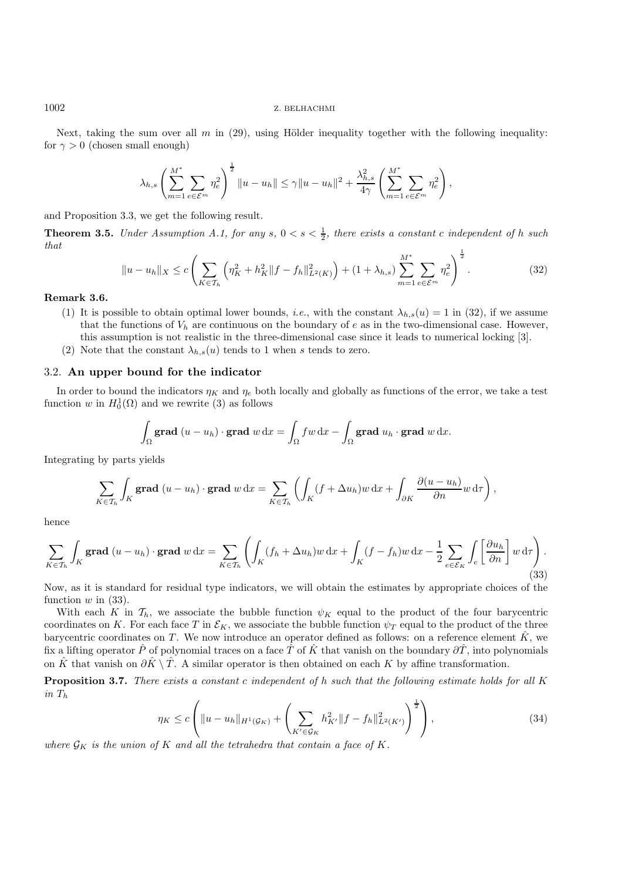Next, taking the sum over all $m$ in (29), using Hölder inequality together with the following inequality: for $\gamma > 0$ (chosen small enough)

$$\lambda_{h,s}\left(\sum_{m=1}^{M^*}\sum_{e\in\mathcal{E}^m}\eta_e^2\right)^{\frac{1}{2}}\|u-u_h\| \le \gamma\|u-u_h\|^2 + \frac{\lambda_{h,s}^2}{4\gamma}\left(\sum_{m=1}^{M^*}\sum_{e\in\mathcal{E}^m}\eta_e^2\right),$$

and Proposition 3.3, we get the following result.

**Theorem 3.5.** *Under Assumption A.1, for any $s$, $0 < s < \frac{1}{2}$, there exists a constant $c$ independent of $h$ such that*

$$\|u-u_h\|_X \le c\left(\sum_{K\in\mathcal{T}_h}\left(\eta_K^2 + h_K^2\|f-f_h\|_{L^2(K)}^2\right) + (1+\lambda_{h,s})\sum_{m=1}^{M^*}\sum_{e\in\mathcal{E}^m}\eta_e^2\right)^{\frac{1}{2}}. \tag{32}$$

**Remark 3.6.**

(1) It is possible to obtain optimal lower bounds, *i.e.*, with the constant $\lambda_{h,s}(u) = 1$ in (32), if we assume that the functions of $V_h$ are continuous on the boundary of $e$ as in the two-dimensional case. However, this assumption is not realistic in the three-dimensional case since it leads to numerical locking [3].

(2) Note that the constant $\lambda_{h,s}(u)$ tends to 1 when $s$ tends to zero.

### 3.2. An upper bound for the indicator

In order to bound the indicators $\eta_K$ and $\eta_e$ both locally and globally as functions of the error, we take a test function $w$ in $H_0^1(\Omega)$ and we rewrite (3) as follows

$$\int_\Omega \mathbf{grad}\,(u-u_h)\cdot\mathbf{grad}\,w\,\mathrm{d}x = \int_\Omega fw\,\mathrm{d}x - \int_\Omega \mathbf{grad}\,u_h\cdot\mathbf{grad}\,w\,\mathrm{d}x.$$

Integrating by parts yields

$$\sum_{K\in\mathcal{T}_h}\int_K \mathbf{grad}\,(u-u_h)\cdot\mathbf{grad}\,w\,\mathrm{d}x = \sum_{K\in\mathcal{T}_h}\left(\int_K (f+\Delta u_h)w\,\mathrm{d}x + \int_{\partial K}\frac{\partial(u-u_h)}{\partial n}w\,\mathrm{d}\tau\right),$$

hence

$$\sum_{K\in\mathcal{T}_h}\int_K \mathbf{grad}\,(u-u_h)\cdot\mathbf{grad}\,w\,\mathrm{d}x = \sum_{K\in\mathcal{T}_h}\left(\int_K (f_h+\Delta u_h)w\,\mathrm{d}x + \int_K (f-f_h)w\,\mathrm{d}x - \frac{1}{2}\sum_{e\in\mathcal{E}_K}\int_e\left[\frac{\partial u_h}{\partial n}\right]w\,\mathrm{d}\tau\right). \tag{33}$$

Now, as it is standard for residual type indicators, we will obtain the estimates by appropriate choices of the function $w$ in (33).

With each $K$ in $\mathcal{T}_h$, we associate the bubble function $\psi_K$ equal to the product of the four barycentric coordinates on $K$. For each face $T$ in $\mathcal{E}_K$, we associate the bubble function $\psi_T$ equal to the product of the three barycentric coordinates on $T$. We now introduce an operator defined as follows: on a reference element $\hat{K}$, we fix a lifting operator $\hat{P}$ of polynomial traces on a face $\hat{T}$ of $\hat{K}$ that vanish on the boundary $\partial\hat{T}$, into polynomials on $\hat{K}$ that vanish on $\partial\hat{K}\setminus\hat{T}$. A similar operator is then obtained on each $K$ by affine transformation.

**Proposition 3.7.** *There exists a constant $c$ independent of $h$ such that the following estimate holds for all $K$ in $T_h$*

$$\eta_K \le c\left(\|u-u_h\|_{H^1(\mathcal{G}_K)} + \left(\sum_{K'\in\mathcal{G}_K}h_{K'}^2\|f-f_h\|_{L^2(K')}^2\right)^{\frac{1}{2}}\right), \tag{34}$$

*where $\mathcal{G}_K$ is the union of $K$ and all the tetrahedra that contain a face of $K$.*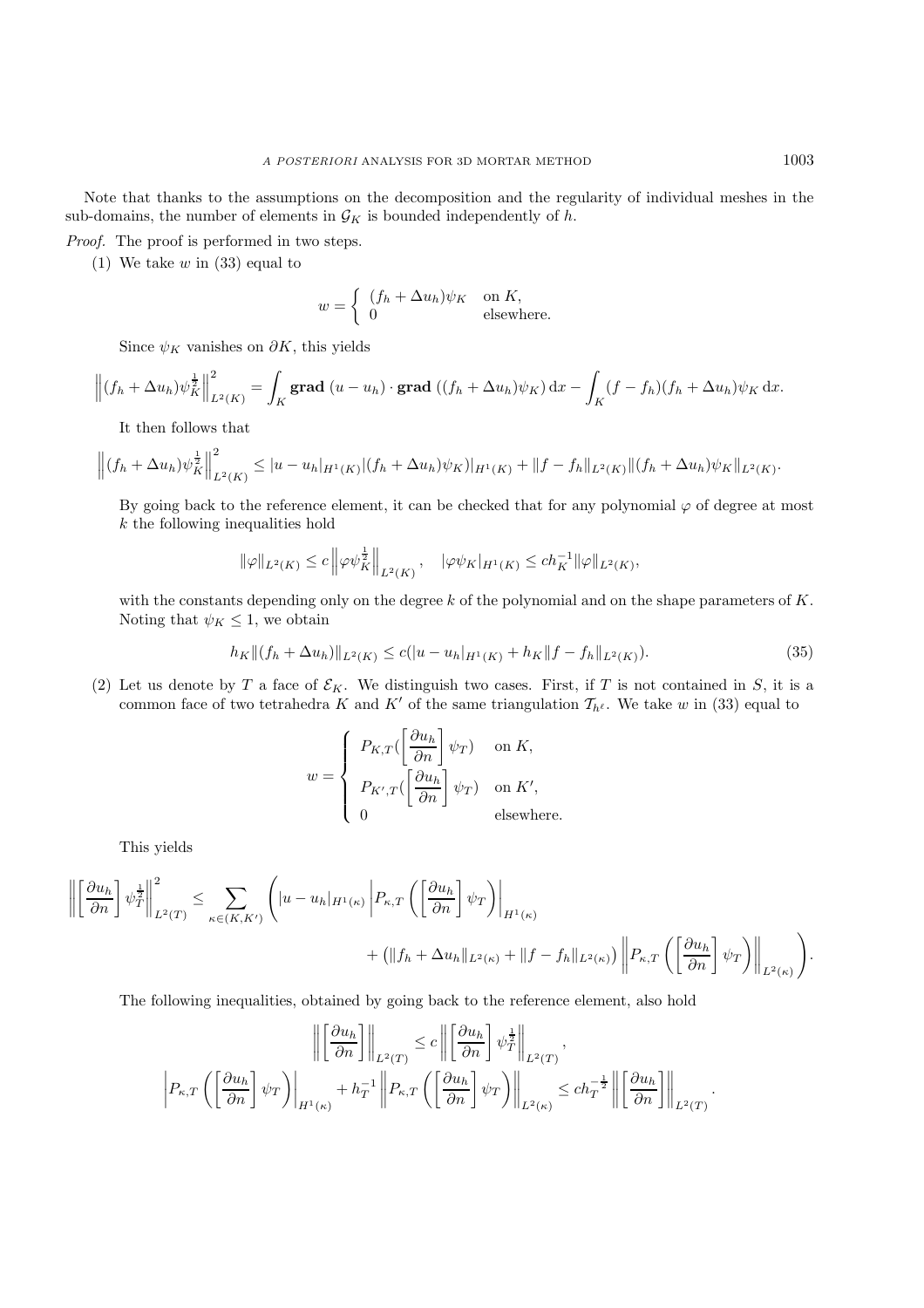Note that thanks to the assumptions on the decomposition and the regularity of individual meshes in the sub-domains, the number of elements in $\mathcal{G}_K$ is bounded independently of $h$.

*Proof.* The proof is performed in two steps.

(1) We take $w$ in (33) equal to

$$w = \begin{cases} (f_h + \Delta u_h)\psi_K & \text{on } K, \\ 0 & \text{elsewhere.} \end{cases}$$

Since $\psi_K$ vanishes on $\partial K$, this yields

$$\left\| (f_h + \Delta u_h)\psi_K^{\frac{1}{2}} \right\|_{L^2(K)}^2 = \int_K \mathbf{grad}\,(u - u_h) \cdot \mathbf{grad}\,((f_h + \Delta u_h)\psi_K)\,\mathrm{d}x - \int_K (f - f_h)(f_h + \Delta u_h)\psi_K\,\mathrm{d}x.$$

It then follows that

$$\left\| (f_h + \Delta u_h)\psi_K^{\frac{1}{2}} \right\|_{L^2(K)}^2 \le |u - u_h|_{H^1(K)} |(f_h + \Delta u_h)\psi_K|_{H^1(K)} + \|f - f_h\|_{L^2(K)} \|(f_h + \Delta u_h)\psi_K\|_{L^2(K)}.$$

By going back to the reference element, it can be checked that for any polynomial $\varphi$ of degree at most $k$ the following inequalities hold

$$\|\varphi\|_{L^2(K)} \le c \left\| \varphi \psi_K^{\frac{1}{2}} \right\|_{L^2(K)}, \quad |\varphi\psi_K|_{H^1(K)} \le c h_K^{-1} \|\varphi\|_{L^2(K)},$$

with the constants depending only on the degree $k$ of the polynomial and on the shape parameters of $K$. Noting that $\psi_K \le 1$, we obtain

$$h_K \|(f_h + \Delta u_h)\|_{L^2(K)} \le c(|u - u_h|_{H^1(K)} + h_K \|f - f_h\|_{L^2(K)}). \tag{35}$$

(2) Let us denote by $T$ a face of $\mathcal{E}_K$. We distinguish two cases. First, if $T$ is not contained in $S$, it is a common face of two tetrahedra $K$ and $K'$ of the same triangulation $\mathcal{T}_{h^\ell}$. We take $w$ in (33) equal to

$$w = \begin{cases} P_{K,T}\left(\left[\dfrac{\partial u_h}{\partial n}\right]\psi_T\right) & \text{on } K, \\ P_{K',T}\left(\left[\dfrac{\partial u_h}{\partial n}\right]\psi_T\right) & \text{on } K', \\ 0 & \text{elsewhere.} \end{cases}$$

This yields

$$\left\| \left[\frac{\partial u_h}{\partial n}\right] \psi_T^{\frac{1}{2}} \right\|_{L^2(T)}^2 \le \sum_{\kappa \in (K,K')} \Bigg( |u - u_h|_{H^1(\kappa)} \left| P_{\kappa,T}\left(\left[\frac{\partial u_h}{\partial n}\right]\psi_T\right) \right|_{H^1(\kappa)} + \left( \|f_h + \Delta u_h\|_{L^2(\kappa)} + \|f - f_h\|_{L^2(\kappa)} \right) \left\| P_{\kappa,T}\left(\left[\frac{\partial u_h}{\partial n}\right]\psi_T\right) \right\|_{L^2(\kappa)} \Bigg).$$

The following inequalities, obtained by going back to the reference element, also hold

$$\left\| \left[\frac{\partial u_h}{\partial n}\right] \right\|_{L^2(T)} \le c \left\| \left[\frac{\partial u_h}{\partial n}\right] \psi_T^{\frac{1}{2}} \right\|_{L^2(T)},$$

$$\left| P_{\kappa,T}\left(\left[\frac{\partial u_h}{\partial n}\right]\psi_T\right) \right|_{H^1(\kappa)} + h_T^{-1} \left\| P_{\kappa,T}\left(\left[\frac{\partial u_h}{\partial n}\right]\psi_T\right) \right\|_{L^2(\kappa)} \le c h_T^{-\frac{1}{2}} \left\| \left[\frac{\partial u_h}{\partial n}\right] \right\|_{L^2(T)}.$$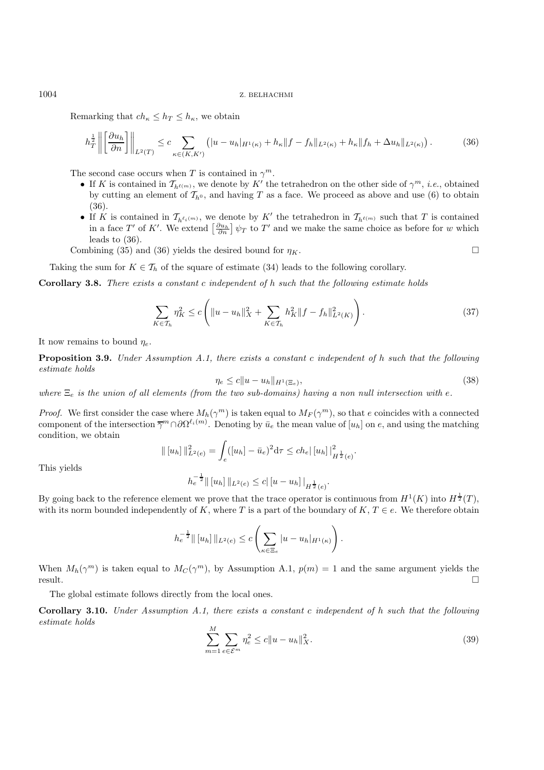Remarking that $ch_\kappa \le h_T \le h_\kappa$, we obtain

$$h_T^{\frac{1}{2}} \left\| \left[ \frac{\partial u_h}{\partial n} \right] \right\|_{L^2(T)} \le c \sum_{\kappa \in (K,K')} \left( |u - u_h|_{H^1(\kappa)} + h_\kappa \|f - f_h\|_{L^2(\kappa)} + h_\kappa \|f_h + \Delta u_h\|_{L^2(\kappa)} \right). \tag{36}$$

The second case occurs when $T$ is contained in $\gamma^m$.

- If $K$ is contained in $\mathcal{T}_{h^{\ell(m)}}$, we denote by $K'$ the tetrahedron on the other side of $\gamma^m$, *i.e.*, obtained by cutting an element of $\mathcal{T}_{h^0}$, and having $T$ as a face. We proceed as above and use (6) to obtain (36).
- If $K$ is contained in $\mathcal{T}_{h^{\ell_i(m)}}$, we denote by $K'$ the tetrahedron in $\mathcal{T}_{h^{\ell(m)}}$ such that $T$ is contained in a face $T'$ of $K'$. We extend $\left[\frac{\partial u_h}{\partial n}\right] \psi_T$ to $T'$ and we make the same choice as before for $w$ which leads to (36).

Combining (35) and (36) yields the desired bound for $\eta_K$. $\square$

Taking the sum for $K \in \mathcal{T}_h$ of the square of estimate (34) leads to the following corollary.

**Corollary 3.8.** *There exists a constant $c$ independent of $h$ such that the following estimate holds*

$$\sum_{K \in \mathcal{T}_h} \eta_K^2 \le c \left( \|u - u_h\|_X^2 + \sum_{K \in \mathcal{T}_h} h_K^2 \|f - f_h\|_{L^2(K)}^2 \right). \tag{37}$$

It now remains to bound $\eta_e$.

**Proposition 3.9.** *Under Assumption A.1, there exists a constant $c$ independent of $h$ such that the following estimate holds*

$$\eta_e \le c \|u - u_h\|_{H^1(\Xi_e)}, \tag{38}$$

*where $\Xi_e$ is the union of all elements (from the two sub-domains) having a non null intersection with $e$.*

*Proof.* We first consider the case where $M_h(\gamma^m)$ is taken equal to $M_F(\gamma^m)$, so that $e$ coincides with a connected component of the intersection $\overline{\gamma}^m \cap \partial \Omega^{\ell_i(m)}$. Denoting by $\bar{u}_e$ the mean value of $[u_h]$ on $e$, and using the matching condition, we obtain

$$\| [u_h] \|_{L^2(e)}^2 = \int_e ([u_h] - \bar{u}_e)^2 \mathrm{d}\tau \le c h_e | [u_h] |_{H^{\frac{1}{2}}(e)}^2.$$

This yields

$$h_e^{-\frac{1}{2}} \| [u_h] \|_{L^2(e)} \le c | [u - u_h] |_{H^{\frac{1}{2}}(e)}.$$

By going back to the reference element we prove that the trace operator is continuous from $H^1(K)$ into $H^{\frac{1}{2}}(T)$, with its norm bounded independently of $K$, where $T$ is a part of the boundary of $K$, $T \in e$. We therefore obtain

$$h_e^{-\frac{1}{2}} \| [u_h] \|_{L^2(e)} \le c \left( \sum_{\kappa \in \Xi_e} |u - u_h|_{H^1(\kappa)} \right).$$

When $M_h(\gamma^m)$ is taken equal to $M_C(\gamma^m)$, by Assumption A.1, $p(m) = 1$ and the same argument yields the result. $\square$

The global estimate follows directly from the local ones.

**Corollary 3.10.** *Under Assumption A.1, there exists a constant $c$ independent of $h$ such that the following estimate holds*

$$\sum_{m=1}^{M} \sum_{e \in \mathcal{E}^m} \eta_e^2 \le c \|u - u_h\|_X^2. \tag{39}$$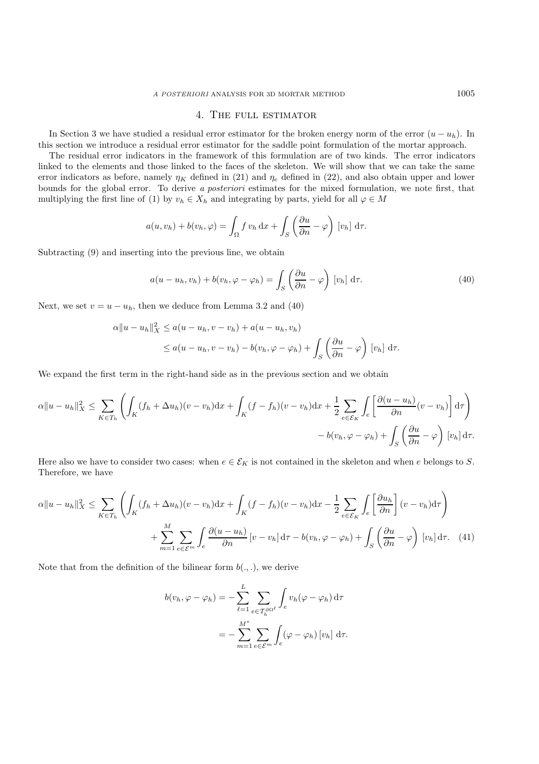## 4. The full estimator

In Section 3 we have studied a residual error estimator for the broken energy norm of the error $(u - u_h)$. In this section we introduce a residual error estimator for the saddle point formulation of the mortar approach.

The residual error indicators in the framework of this formulation are of two kinds. The error indicators linked to the elements and those linked to the faces of the skeleton. We will show that we can take the same error indicators as before, namely $\eta_K$ defined in (21) and $\eta_e$ defined in (22), and also obtain upper and lower bounds for the global error. To derive *a posteriori* estimates for the mixed formulation, we note first, that multiplying the first line of (1) by $v_h \in X_h$ and integrating by parts, yield for all $\varphi \in M$

$$a(u, v_h) + b(v_h, \varphi) = \int_\Omega f\, v_h \,\mathrm{d}x + \int_S \left( \frac{\partial u}{\partial n} - \varphi \right) [v_h] \;\mathrm{d}\tau.$$

Subtracting (9) and inserting into the previous line, we obtain

$$a(u - u_h, v_h) + b(v_h, \varphi - \varphi_h) = \int_S \left( \frac{\partial u}{\partial n} - \varphi \right) [v_h] \;\mathrm{d}\tau. \tag{40}$$

Next, we set $v = u - u_h$, then we deduce from Lemma 3.2 and (40)

$$\begin{aligned}
\alpha \|u - u_h\|_X^2 &\le a(u - u_h, v - v_h) + a(u - u_h, v_h) \\
&\le a(u - u_h, v - v_h) - b(v_h, \varphi - \varphi_h) + \int_S \left( \frac{\partial u}{\partial n} - \varphi \right) [v_h] \;\mathrm{d}\tau.
\end{aligned}$$

We expand the first term in the right-hand side as in the previous section and we obtain

$$\begin{aligned}
\alpha \|u - u_h\|_X^2 \le \sum_{K \in T_h} \left( \int_K (f_h + \Delta u_h)(v - v_h) \mathrm{d}x + \int_K (f - f_h)(v - v_h) \mathrm{d}x + \frac{1}{2} \sum_{e \in \mathcal{E}_K} \int_e \left[ \frac{\partial (u - u_h)}{\partial n} (v - v_h) \right] \mathrm{d}\tau \right) \\
- b(v_h, \varphi - \varphi_h) + \int_S \left( \frac{\partial u}{\partial n} - \varphi \right) [v_h] \;\mathrm{d}\tau.
\end{aligned}$$

Here also we have to consider two cases: when $e \in \mathcal{E}_K$ is not contained in the skeleton and when $e$ belongs to $S$. Therefore, we have

$$\begin{aligned}
\alpha \|u - u_h\|_X^2 \le \sum_{K \in T_h} \left( \int_K (f_h + \Delta u_h)(v - v_h) \mathrm{d}x + \int_K (f - f_h)(v - v_h) \mathrm{d}x - \frac{1}{2} \sum_{e \in \mathcal{E}_K} \int_e \left[ \frac{\partial u_h}{\partial n} \right] (v - v_h) \mathrm{d}\tau \right) \\
+ \sum_{m=1}^{M} \sum_{e \in \mathcal{E}^m} \int_e \frac{\partial (u - u_h)}{\partial n} [v - v_h] \,\mathrm{d}\tau - b(v_h, \varphi - \varphi_h) + \int_S \left( \frac{\partial u}{\partial n} - \varphi \right) [v_h] \,\mathrm{d}\tau.
\end{aligned} \tag{41}$$

Note that from the definition of the bilinear form $b(.,.)$, we derive

$$\begin{aligned}
b(v_h, \varphi - \varphi_h) &= - \sum_{\ell=1}^{L} \sum_{e \in \mathcal{T}_h^{\partial \Omega^\ell}} \int_e v_h (\varphi - \varphi_h) \,\mathrm{d}\tau \\
&= - \sum_{m=1}^{M^*} \sum_{e \in \mathcal{E}^m} \int_e (\varphi - \varphi_h) \, [v_h] \;\mathrm{d}\tau.
\end{aligned}$$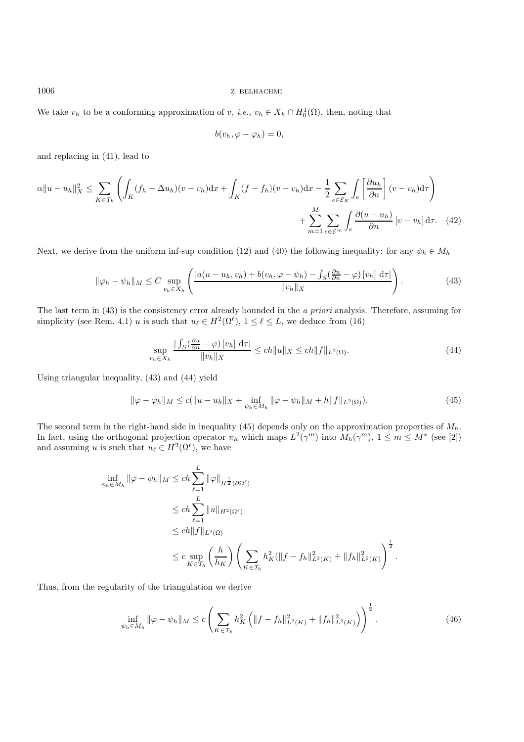We take $v_h$ to be a conforming approximation of $v$, *i.e.*, $v_h \in X_h \cap H_0^1(\Omega)$, then, noting that

$$b(v_h, \varphi - \varphi_h) = 0,$$

and replacing in (41), lead to

$$\alpha \|u - u_h\|_X^2 \leq \sum_{K \in T_h} \left( \int_K (f_h + \Delta u_h)(v - v_h) \mathrm{d}x + \int_K (f - f_h)(v - v_h) \mathrm{d}x - \frac{1}{2} \sum_{e \in \mathcal{E}_K} \int_e \left[ \frac{\partial u_h}{\partial n} \right] (v - v_h) \mathrm{d}\tau \right) + \sum_{m=1}^{M} \sum_{e \in \mathcal{E}^m} \int_e \frac{\partial (u - u_h)}{\partial n} \left[ v - v_h \right] \mathrm{d}\tau. \quad (42)$$

Next, we derive from the uniform inf-sup condition (12) and (40) the following inequality: for any $\psi_h \in M_h$

$$\|\varphi_h - \psi_h\|_M \leq C \sup_{v_h \in X_h} \left( \frac{|a(u - u_h, v_h) + b(v_h, \varphi - \psi_h) - \int_S (\frac{\partial u}{\partial n} - \varphi) \left[ v_h \right] \mathrm{d}\tau|}{\|v_h\|_X} \right). \quad (43)$$

The last term in (43) is the consistency error already bounded in the *a priori* analysis. Therefore, assuming for simplicity (see Rem. 4.1) $u$ is such that $u_\ell \in H^2(\Omega^\ell)$, $1 \leq \ell \leq L$, we deduce from (16)

$$\sup_{v_h \in X_h} \frac{|\int_S (\frac{\partial u}{\partial n} - \varphi) \left[ v_h \right] \mathrm{d}\tau|}{\|v_h\|_X} \leq ch \|u\|_X \leq ch \|f\|_{L^2(\Omega)}. \quad (44)$$

Using triangular inequality, (43) and (44) yield

$$\|\varphi - \varphi_h\|_M \leq c (\|u - u_h\|_X + \inf_{\psi_h \in M_h} \|\varphi - \psi_h\|_M + h \|f\|_{L^2(\Omega)}). \quad (45)$$

The second term in the right-hand side in inequality (45) depends only on the approximation properties of $M_h$. In fact, using the orthogonal projection operator $\pi_h$ which maps $L^2(\gamma^m)$ into $M_h(\gamma^m)$, $1 \leq m \leq M^*$ (see [2]) and assuming $u$ is such that $u_\ell \in H^2(\Omega^\ell)$, we have

$$\begin{aligned}
\inf_{\psi_h \in M_h} \|\varphi - \psi_h\|_M &\leq ch \sum_{\ell=1}^{L} \|\varphi\|_{H^{\frac{1}{2}}(\partial \Omega^\ell)} \\
&\leq ch \sum_{\ell=1}^{L} \|u\|_{H^2(\Omega^\ell)} \\
&\leq ch \|f\|_{L^2(\Omega)} \\
&\leq c \sup_{K \in \mathcal{T}_h} \left( \frac{h}{h_K} \right) \left( \sum_{K \in \mathcal{T}_h} h_K^2 (\|f - f_h\|_{L^2(K)}^2 + \|f_h\|_{L^2(K)}^2 \right)^{\frac{1}{2}}.
\end{aligned}$$

Thus, from the regularity of the triangulation we derive

$$\inf_{\psi_h \in M_h} \|\varphi - \psi_h\|_M \leq c \left( \sum_{K \in \mathcal{T}_h} h_K^2 \left( \|f - f_h\|_{L^2(K)}^2 + \|f_h\|_{L^2(K)}^2 \right) \right)^{\frac{1}{2}}. \quad (46)$$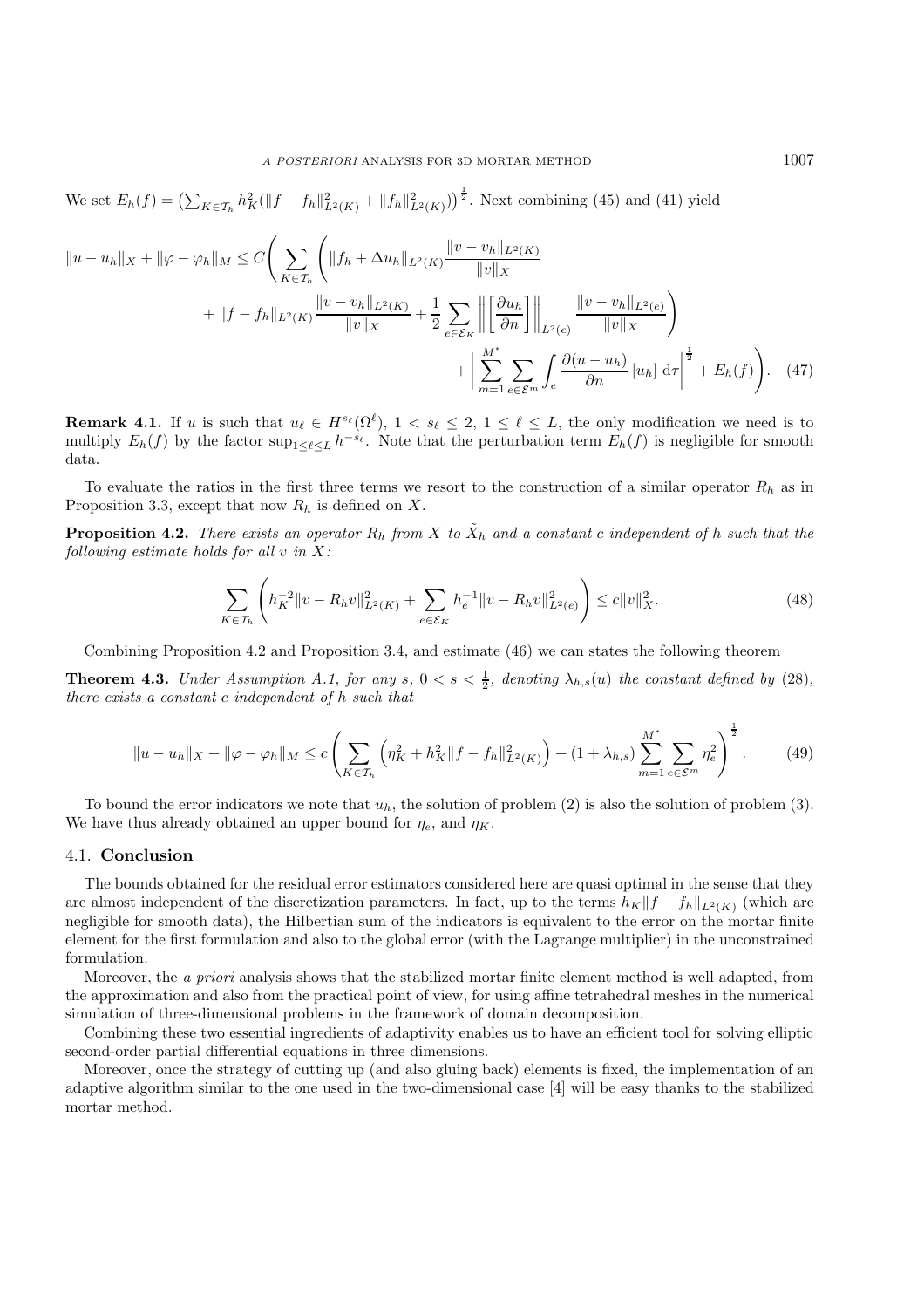We set $E_h(f) = \left(\sum_{K\in\mathcal{T}_h} h_K^2(\|f - f_h\|^2_{L^2(K)} + \|f_h\|^2_{L^2(K)})\right)^{\frac{1}{2}}$. Next combining (45) and (41) yield

$$
\|u - u_h\|_X + \|\varphi - \varphi_h\|_M \leq C\Bigg( \sum_{K\in\mathcal{T}_h} \Bigg( \|f_h + \Delta u_h\|_{L^2(K)} \frac{\|v - v_h\|_{L^2(K)}}{\|v\|_X} + \|f - f_h\|_{L^2(K)} \frac{\|v - v_h\|_{L^2(K)}}{\|v\|_X} + \frac{1}{2} \sum_{e\in\mathcal{E}_K} \left\| \left[\frac{\partial u_h}{\partial n}\right] \right\|_{L^2(e)} \frac{\|v - v_h\|_{L^2(e)}}{\|v\|_X} \Bigg) + \left| \sum_{m=1}^{M^\star} \sum_{e\in\mathcal{E}^m} \int_e \frac{\partial (u - u_h)}{\partial n} [u_h] \, \mathrm{d}\tau \right|^{\frac{1}{2}} + E_h(f) \Bigg). \quad (47)
$$

**Remark 4.1.** If $u$ is such that $u_\ell \in H^{s_\ell}(\Omega^\ell)$, $1 < s_\ell \leq 2$, $1 \leq \ell \leq L$, the only modification we need is to multiply $E_h(f)$ by the factor $\sup_{1\leq \ell \leq L} h^{-s_\ell}$. Note that the perturbation term $E_h(f)$ is negligible for smooth data.

To evaluate the ratios in the first three terms we resort to the construction of a similar operator $R_h$ as in Proposition 3.3, except that now $R_h$ is defined on $X$.

**Proposition 4.2.** *There exists an operator $R_h$ from $X$ to $\tilde{X}_h$ and a constant $c$ independent of $h$ such that the following estimate holds for all $v$ in $X$:*

$$
\sum_{K\in\mathcal{T}_h} \left( h_K^{-2}\|v - R_h v\|^2_{L^2(K)} + \sum_{e\in\mathcal{E}_K} h_e^{-1}\|v - R_h v\|^2_{L^2(e)} \right) \leq c\|v\|^2_X. \quad (48)
$$

Combining Proposition 4.2 and Proposition 3.4, and estimate (46) we can states the following theorem

**Theorem 4.3.** *Under Assumption A.1, for any $s$, $0 < s < \frac{1}{2}$, denoting $\lambda_{h,s}(u)$ the constant defined by (28), there exists a constant $c$ independent of $h$ such that*

$$
\|u - u_h\|_X + \|\varphi - \varphi_h\|_M \leq c\left( \sum_{K\in\mathcal{T}_h} \left( \eta_K^2 + h_K^2\|f - f_h\|^2_{L^2(K)} \right) + (1 + \lambda_{h,s}) \sum_{m=1}^{M^\star} \sum_{e\in\mathcal{E}^m} \eta_e^2 \right)^{\frac{1}{2}}. \quad (49)
$$

To bound the error indicators we note that $u_h$, the solution of problem (2) is also the solution of problem (3). We have thus already obtained an upper bound for $\eta_e$, and $\eta_K$.

### 4.1. **Conclusion**

The bounds obtained for the residual error estimators considered here are quasi optimal in the sense that they are almost independent of the discretization parameters. In fact, up to the terms $h_K\|f - f_h\|_{L^2(K)}$ (which are negligible for smooth data), the Hilbertian sum of the indicators is equivalent to the error on the mortar finite element for the first formulation and also to the global error (with the Lagrange multiplier) in the unconstrained formulation.

Moreover, the *a priori* analysis shows that the stabilized mortar finite element method is well adapted, from the approximation and also from the practical point of view, for using affine tetrahedral meshes in the numerical simulation of three-dimensional problems in the framework of domain decomposition.

Combining these two essential ingredients of adaptivity enables us to have an efficient tool for solving elliptic second-order partial differential equations in three dimensions.

Moreover, once the strategy of cutting up (and also gluing back) elements is fixed, the implementation of an adaptive algorithm similar to the one used in the two-dimensional case [4] will be easy thanks to the stabilized mortar method.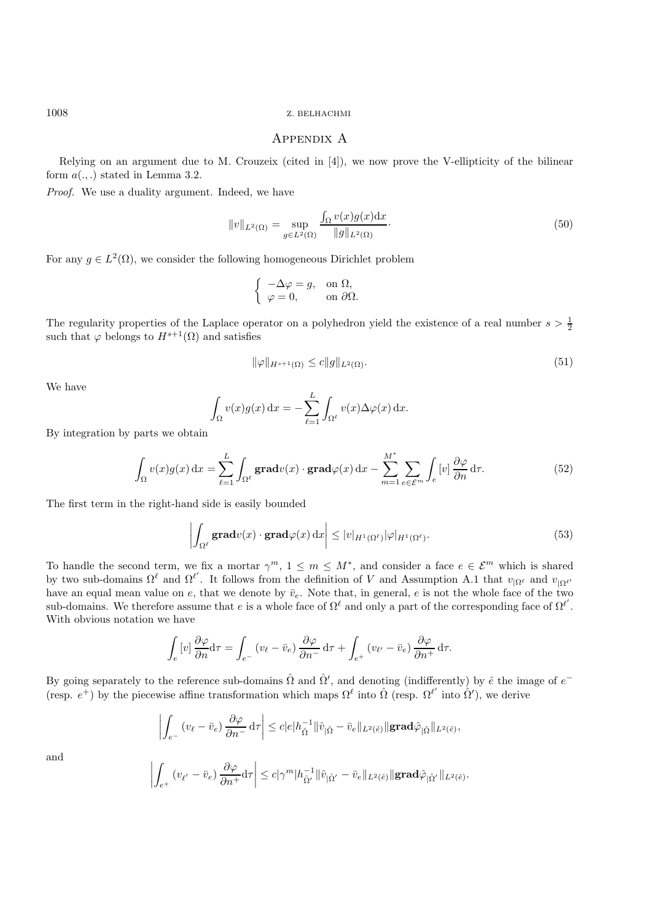# Appendix A

Relying on an argument due to M. Crouzeix (cited in [4]), we now prove the V-ellipticity of the bilinear form $a(.,.)$ stated in Lemma 3.2.

*Proof.* We use a duality argument. Indeed, we have

$$\|v\|_{L^2(\Omega)} = \sup_{g \in L^2(\Omega)} \frac{\int_\Omega v(x) g(x) \mathrm{d}x}{\|g\|_{L^2(\Omega)}}. \tag{50}$$

For any $g \in L^2(\Omega)$, we consider the following homogeneous Dirichlet problem

$$\begin{cases} -\Delta\varphi = g, & \text{on } \Omega, \\ \varphi = 0, & \text{on } \partial\Omega. \end{cases}$$

The regularity properties of the Laplace operator on a polyhedron yield the existence of a real number $s > \frac{1}{2}$ such that $\varphi$ belongs to $H^{s+1}(\Omega)$ and satisfies

$$\|\varphi\|_{H^{s+1}(\Omega)} \le c\|g\|_{L^2(\Omega)}. \tag{51}$$

We have

$$\int_\Omega v(x) g(x) \, \mathrm{d}x = -\sum_{\ell=1}^{L} \int_{\Omega^\ell} v(x) \Delta\varphi(x) \, \mathrm{d}x.$$

By integration by parts we obtain

$$\int_\Omega v(x) g(x) \, \mathrm{d}x = \sum_{\ell=1}^{L} \int_{\Omega^\ell} \mathbf{grad} v(x) \cdot \mathbf{grad}\varphi(x) \, \mathrm{d}x - \sum_{m=1}^{M^*} \sum_{e \in \mathcal{E}^m} \int_e [v] \, \frac{\partial\varphi}{\partial n} \, \mathrm{d}\tau. \tag{52}$$

The first term in the right-hand side is easily bounded

$$\left| \int_{\Omega^\ell} \mathbf{grad} v(x) \cdot \mathbf{grad}\varphi(x) \, \mathrm{d}x \right| \le |v|_{H^1(\Omega^\ell)} |\varphi|_{H^1(\Omega^\ell)}. \tag{53}$$

To handle the second term, we fix a mortar $\gamma^m$, $1 \le m \le M^*$, and consider a face $e \in \mathcal{E}^m$ which is shared by two sub-domains $\Omega^\ell$ and $\Omega^{\ell'}$. It follows from the definition of $V$ and Assumption A.1 that $v_{|\Omega^\ell}$ and $v_{|\Omega^{\ell'}}$ have an equal mean value on $e$, that we denote by $\bar{v}_e$. Note that, in general, $e$ is not the whole face of the two sub-domains. We therefore assume that $e$ is a whole face of $\Omega^\ell$ and only a part of the corresponding face of $\Omega^{\ell'}$. With obvious notation we have

$$\int_e [v] \, \frac{\partial\varphi}{\partial n} \mathrm{d}\tau = \int_{e^-} (v_\ell - \bar{v}_e) \, \frac{\partial\varphi}{\partial n^-} \, \mathrm{d}\tau + \int_{e^+} (v_{\ell'} - \bar{v}_e) \, \frac{\partial\varphi}{\partial n^+} \, \mathrm{d}\tau.$$

By going separately to the reference sub-domains $\hat{\Omega}$ and $\hat{\Omega}'$, and denoting (indifferently) by $\hat{e}$ the image of $e^-$ (resp. $e^+$) by the piecewise affine transformation which maps $\Omega^\ell$ into $\hat{\Omega}$ (resp. $\Omega^{\ell'}$ into $\hat{\Omega}'$), we derive

$$\left| \int_{e^-} (v_\ell - \bar{v}_e) \, \frac{\partial\varphi}{\partial n^-} \, \mathrm{d}\tau \right| \le c|e| h_{\hat{\Omega}}^{-1} \|\hat{v}_{|\hat{\Omega}} - \bar{v}_e\|_{L^2(\hat{e})} \|\mathbf{grad}\hat{\varphi}_{|\hat{\Omega}}\|_{L^2(\hat{e})},$$

and

$$\left| \int_{e^+} (v_{\ell'} - \bar{v}_e) \, \frac{\partial\varphi}{\partial n^+} \mathrm{d}\tau \right| \le c|\gamma^m| h_{\hat{\Omega}'}^{-1} \|\hat{v}_{|\hat{\Omega}'} - \bar{v}_e\|_{L^2(\hat{e})} \|\mathbf{grad}\hat{\varphi}_{|\hat{\Omega}'}\|_{L^2(\hat{e})}.$$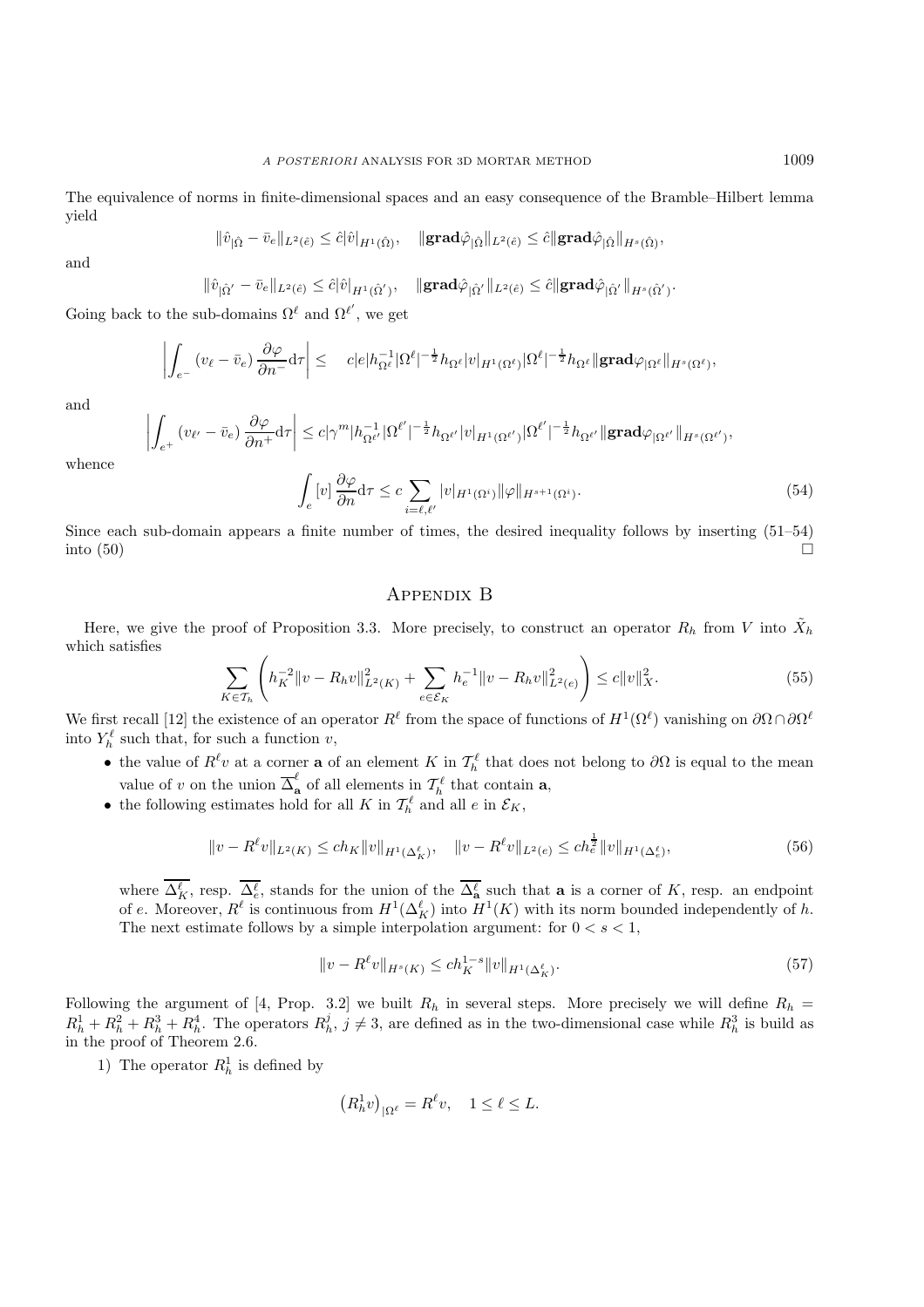The equivalence of norms in finite-dimensional spaces and an easy consequence of the Bramble–Hilbert lemma yield

$$\|\hat{v}_{|\hat{\Omega}} - \bar{v}_e\|_{L^2(\hat{e})} \leq \hat{c}|\hat{v}|_{H^1(\hat{\Omega})}, \quad \|\mathbf{grad}\hat{\varphi}_{|\hat{\Omega}}\|_{L^2(\hat{e})} \leq \hat{c}\|\mathbf{grad}\hat{\varphi}_{|\hat{\Omega}}\|_{H^s(\hat{\Omega})},$$

and

$$\|\hat{v}_{|\hat{\Omega}'} - \bar{v}_e\|_{L^2(\hat{e})} \leq \hat{c}|\hat{v}|_{H^1(\hat{\Omega}')}, \quad \|\mathbf{grad}\hat{\varphi}_{|\hat{\Omega}'}\|_{L^2(\hat{e})} \leq \hat{c}\|\mathbf{grad}\hat{\varphi}_{|\hat{\Omega}'}\|_{H^s(\hat{\Omega}')}.$$

Going back to the sub-domains $\Omega^\ell$ and $\Omega^{\ell'}$, we get

$$\left|\int_{e^-} (v_\ell - \bar{v}_e)\,\frac{\partial \varphi}{\partial n^-}\mathrm{d}\tau\right| \leq \quad c|e|h_{\Omega^\ell}^{-1}|\Omega^\ell|^{-\frac{1}{2}}h_{\Omega^\ell}|v|_{H^1(\Omega^\ell)}|\Omega^\ell|^{-\frac{1}{2}}h_{\Omega^\ell}\|\mathbf{grad}\varphi_{|\Omega^\ell}\|_{H^s(\Omega^\ell)},$$

and

$$\left|\int_{e^+} (v_{\ell'} - \bar{v}_e)\,\frac{\partial \varphi}{\partial n^+}\mathrm{d}\tau\right| \leq c|\gamma^m|h_{\Omega^{\ell'}}^{-1}|\Omega^{\ell'}|^{-\frac{1}{2}}h_{\Omega^{\ell'}}|v|_{H^1(\Omega^{\ell'})}|\Omega^{\ell'}|^{-\frac{1}{2}}h_{\Omega^{\ell'}}\|\mathbf{grad}\varphi_{|\Omega^{\ell'}}\|_{H^s(\Omega^{\ell'})},$$

whence

$$\int_e [v]\,\frac{\partial \varphi}{\partial n}\mathrm{d}\tau \leq c\sum_{i=\ell,\ell'} |v|_{H^1(\Omega^i)}\|\varphi\|_{H^{s+1}(\Omega^i)}. \tag{54}$$

Since each sub-domain appears a finite number of times, the desired inequality follows by inserting (51–54) into (50) $\square$

## Appendix B

Here, we give the proof of Proposition 3.3. More precisely, to construct an operator $R_h$ from $V$ into $\tilde{X}_h$ which satisfies

$$\sum_{K\in\mathcal{T}_h}\left(h_K^{-2}\|v - R_h v\|^2_{L^2(K)} + \sum_{e\in\mathcal{E}_K} h_e^{-1}\|v - R_h v\|^2_{L^2(e)}\right) \leq c\|v\|^2_X. \tag{55}$$

We first recall [12] the existence of an operator $R^\ell$ from the space of functions of $H^1(\Omega^\ell)$ vanishing on $\partial\Omega \cap \partial\Omega^\ell$ into $Y_h^\ell$ such that, for such a function $v$,

- the value of $R^\ell v$ at a corner $\mathbf{a}$ of an element $K$ in $\mathcal{T}_h^\ell$ that does not belong to $\partial\Omega$ is equal to the mean value of $v$ on the union $\overline{\Delta_{\mathbf{a}}^\ell}$ of all elements in $\mathcal{T}_h^\ell$ that contain $\mathbf{a}$,
- the following estimates hold for all $K$ in $\mathcal{T}_h^\ell$ and all $e$ in $\mathcal{E}_K$,

$$\|v - R^\ell v\|_{L^2(K)} \leq c h_K\|v\|_{H^1(\Delta_K^\ell)}, \quad \|v - R^\ell v\|_{L^2(e)} \leq c h_e^{\frac{1}{2}}\|v\|_{H^1(\Delta_e^\ell)}, \tag{56}$$

  where $\overline{\Delta_K^\ell}$, resp. $\overline{\Delta_e^\ell}$, stands for the union of the $\overline{\Delta_{\mathbf{a}}^\ell}$ such that $\mathbf{a}$ is a corner of $K$, resp. an endpoint of $e$. Moreover, $R^\ell$ is continuous from $H^1(\Delta_K^\ell)$ into $H^1(K)$ with its norm bounded independently of $h$. The next estimate follows by a simple interpolation argument: for $0 < s < 1$,

$$\|v - R^\ell v\|_{H^s(K)} \leq c h_K^{1-s}\|v\|_{H^1(\Delta_K^\ell)}. \tag{57}$$

Following the argument of [4, Prop. 3.2] we built $R_h$ in several steps. More precisely we will define $R_h = R_h^1 + R_h^2 + R_h^3 + R_h^4$. The operators $R_h^j$, $j \neq 3$, are defined as in the two-dimensional case while $R_h^3$ is build as in the proof of Theorem 2.6.

1) The operator $R_h^1$ is defined by

$$\left(R_h^1 v\right)_{|\Omega^\ell} = R^\ell v, \quad 1 \leq \ell \leq L.$$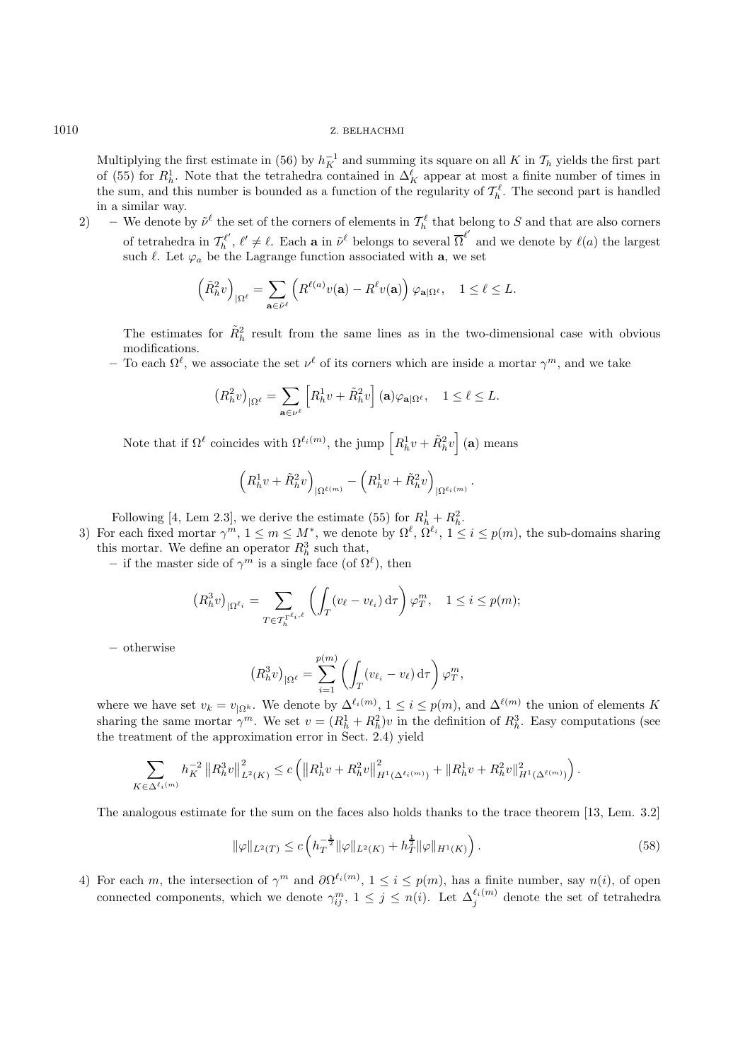Multiplying the first estimate in (56) by $h_K^{-1}$ and summing its square on all $K$ in $\mathcal{T}_h$ yields the first part of (55) for $R_h^1$. Note that the tetrahedra contained in $\Delta_K^\ell$ appear at most a finite number of times in the sum, and this number is bounded as a function of the regularity of $\mathcal{T}_h^\ell$. The second part is handled in a similar way.

2) – We denote by $\tilde{\nu}^\ell$ the set of the corners of elements in $\mathcal{T}_h^\ell$ that belong to $S$ and that are also corners of tetrahedra in $\mathcal{T}_h^{\ell'}$, $\ell' \neq \ell$. Each $\mathbf{a}$ in $\tilde{\nu}^\ell$ belongs to several $\overline{\Omega}^{\ell'}$ and we denote by $\ell(a)$ the largest such $\ell$. Let $\varphi_a$ be the Lagrange function associated with $\mathbf{a}$, we set

$$\left(\tilde{R}_h^2 v\right)_{|\Omega^\ell} = \sum_{\mathbf{a}\in\tilde{\nu}^\ell} \left(R^{\ell(a)} v(\mathbf{a}) - R^\ell v(\mathbf{a})\right) \varphi_{\mathbf{a}|\Omega^\ell}, \quad 1 \le \ell \le L.$$

The estimates for $\tilde{R}_h^2$ result from the same lines as in the two-dimensional case with obvious modifications.

– To each $\Omega^\ell$, we associate the set $\nu^\ell$ of its corners which are inside a mortar $\gamma^m$, and we take

$$\left(R_h^2 v\right)_{|\Omega^\ell} = \sum_{\mathbf{a}\in\nu^\ell} \left[R_h^1 v + \tilde{R}_h^2 v\right](\mathbf{a})\varphi_{\mathbf{a}|\Omega^\ell}, \quad 1 \le \ell \le L.$$

Note that if $\Omega^\ell$ coincides with $\Omega^{\ell_i(m)}$, the jump $\left[R_h^1 v + \tilde{R}_h^2 v\right](\mathbf{a})$ means

$$\left(R_h^1 v + \tilde{R}_h^2 v\right)_{|\Omega^{\ell(m)}} - \left(R_h^1 v + \tilde{R}_h^2 v\right)_{|\Omega^{\ell_i(m)}}.$$

Following [4, Lem 2.3], we derive the estimate (55) for $R_h^1 + R_h^2$.

3) For each fixed mortar $\gamma^m$, $1 \le m \le M^*$, we denote by $\Omega^\ell$, $\Omega^{\ell_i}$, $1 \le i \le p(m)$, the sub-domains sharing this mortar. We define an operator $R_h^3$ such that,

– if the master side of $\gamma^m$ is a single face (of $\Omega^\ell$), then

$$\left(R_h^3 v\right)_{|\Omega^{\ell_i}} = \sum_{T\in\mathcal{T}_h^{\Gamma^{\ell_i,\ell}}} \left(\int_T (v_\ell - v_{\ell_i})\,\mathrm{d}\tau\right)\varphi_T^m, \quad 1 \le i \le p(m);$$

– otherwise

$$\left(R_h^3 v\right)_{|\Omega^\ell} = \sum_{i=1}^{p(m)} \left(\int_T (v_{\ell_i} - v_\ell)\,\mathrm{d}\tau\right)\varphi_T^m,$$

where we have set $v_k = v_{|\Omega^k}$. We denote by $\Delta^{\ell_i(m)}$, $1 \le i \le p(m)$, and $\Delta^{\ell(m)}$ the union of elements $K$ sharing the same mortar $\gamma^m$. We set $v = (R_h^1 + R_h^2)v$ in the definition of $R_h^3$. Easy computations (see the treatment of the approximation error in Sect. 2.4) yield

$$\sum_{K\in\Delta^{\ell_i(m)}} h_K^{-2}\left\|R_h^3 v\right\|^2_{L^2(K)} \le c\left(\left\|R_h^1 v + R_h^2 v\right\|^2_{H^1(\Delta^{\ell_i(m)})} + \|R_h^1 v + R_h^2 v\|^2_{H^1(\Delta^{\ell(m)})}\right).$$

The analogous estimate for the sum on the faces also holds thanks to the trace theorem [13, Lem. 3.2]

$$\|\varphi\|_{L^2(T)} \le c\left(h_T^{-\frac{1}{2}}\|\varphi\|_{L^2(K)} + h_T^{\frac{1}{2}}\|\varphi\|_{H^1(K)}\right). \tag{58}$$

4) For each $m$, the intersection of $\gamma^m$ and $\partial\Omega^{\ell_i(m)}$, $1 \le i \le p(m)$, has a finite number, say $n(i)$, of open connected components, which we denote $\gamma_{ij}^m$, $1 \le j \le n(i)$. Let $\Delta_j^{\ell_i(m)}$ denote the set of tetrahedra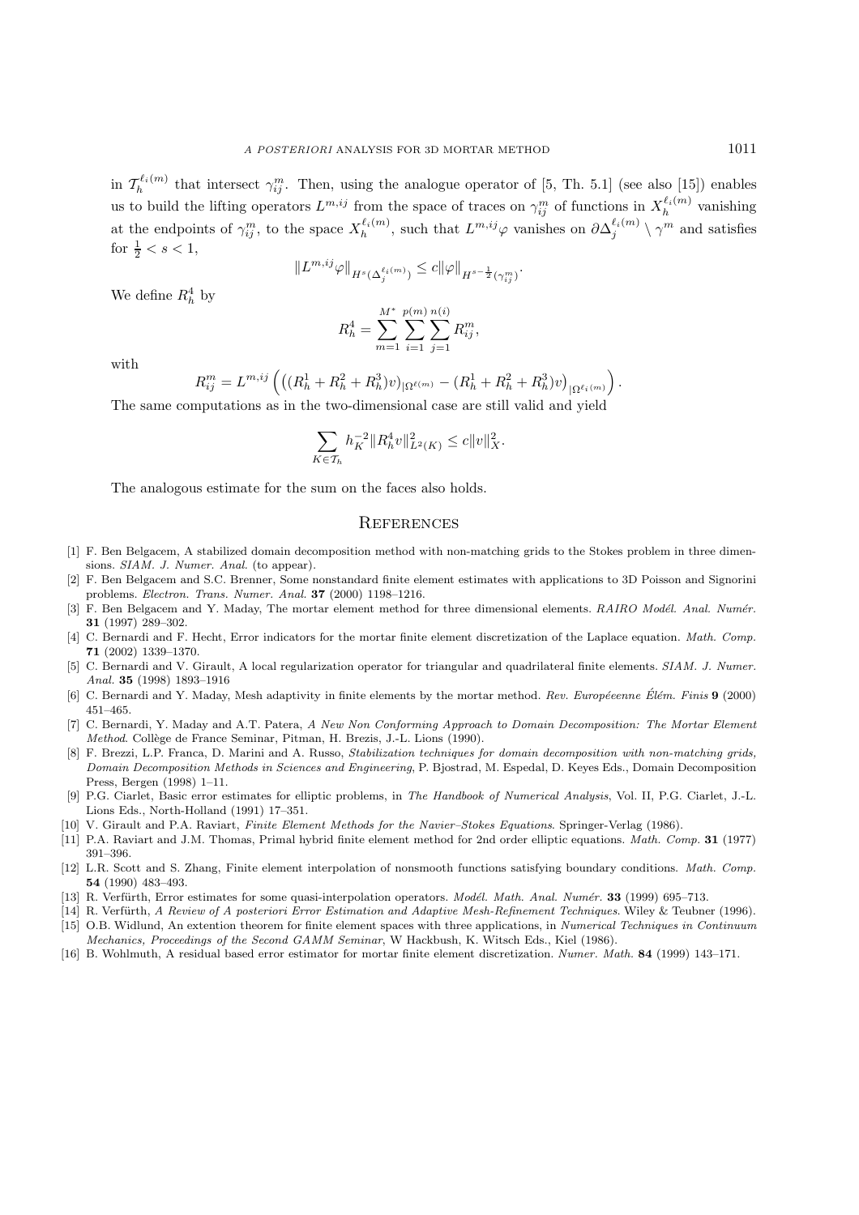in $\mathcal{T}_h^{\ell_i(m)}$ that intersect $\gamma_{ij}^m$. Then, using the analogue operator of [5, Th. 5.1] (see also [15]) enables us to build the lifting operators $L^{m,ij}$ from the space of traces on $\gamma_{ij}^m$ of functions in $X_h^{\ell_i(m)}$ vanishing at the endpoints of $\gamma_{ij}^m$, to the space $X_h^{\ell_i(m)}$, such that $L^{m,ij}\varphi$ vanishes on $\partial\Delta_j^{\ell_i(m)} \setminus \gamma^m$ and satisfies for $\frac{1}{2} < s < 1$,

$$\|L^{m,ij}\varphi\|_{H^s(\Delta_j^{\ell_i(m)})} \le c\|\varphi\|_{H^{s-\frac{1}{2}}(\gamma_{ij}^m)}.$$

We define $R_h^4$ by

$$R_h^4 = \sum_{m=1}^{M^*} \sum_{i=1}^{p(m)} \sum_{j=1}^{n(i)} R_{ij}^m,$$

with

$$R_{ij}^m = L^{m,ij}\left( ((R_h^1 + R_h^2 + R_h^3)v)_{|\Omega^{\ell(m)}} - (R_h^1 + R_h^2 + R_h^3)v)_{|\Omega^{\ell_i(m)}} \right).$$

The same computations as in the two-dimensional case are still valid and yield

$$\sum_{K \in \mathcal{T}_h} h_K^{-2} \|R_h^4 v\|_{L^2(K)}^2 \le c\|v\|_X^2.$$

The analogous estimate for the sum on the faces also holds.

## References

[1] F. Ben Belgacem, A stabilized domain decomposition method with non-matching grids to the Stokes problem in three dimensions. *SIAM. J. Numer. Anal.* (to appear).

[2] F. Ben Belgacem and S.C. Brenner, Some nonstandard finite element estimates with applications to 3D Poisson and Signorini problems. *Electron. Trans. Numer. Anal.* **37** (2000) 1198–1216.

[3] F. Ben Belgacem and Y. Maday, The mortar element method for three dimensional elements. *RAIRO Modél. Anal. Numér.* **31** (1997) 289–302.

[4] C. Bernardi and F. Hecht, Error indicators for the mortar finite element discretization of the Laplace equation. *Math. Comp.* **71** (2002) 1339–1370.

[5] C. Bernardi and V. Girault, A local regularization operator for triangular and quadrilateral finite elements. *SIAM. J. Numer. Anal.* **35** (1998) 1893–1916

[6] C. Bernardi and Y. Maday, Mesh adaptivity in finite elements by the mortar method. *Rev. Européenne Élém. Finis* **9** (2000) 451–465.

[7] C. Bernardi, Y. Maday and A.T. Patera, *A New Non Conforming Approach to Domain Decomposition: The Mortar Element Method*. Collège de France Seminar, Pitman, H. Brezis, J.-L. Lions (1990).

[8] F. Brezzi, L.P. Franca, D. Marini and A. Russo, *Stabilization techniques for domain decomposition with non-matching grids, Domain Decomposition Methods in Sciences and Engineering*, P. Bjostrad, M. Espedal, D. Keyes Eds., Domain Decomposition Press, Bergen (1998) 1–11.

[9] P.G. Ciarlet, Basic error estimates for elliptic problems, in *The Handbook of Numerical Analysis*, Vol. II, P.G. Ciarlet, J.-L. Lions Eds., North-Holland (1991) 17–351.

[10] V. Girault and P.A. Raviart, *Finite Element Methods for the Navier–Stokes Equations*. Springer-Verlag (1986).

[11] P.A. Raviart and J.M. Thomas, Primal hybrid finite element method for 2nd order elliptic equations. *Math. Comp.* **31** (1977) 391–396.

[12] L.R. Scott and S. Zhang, Finite element interpolation of nonsmooth functions satisfying boundary conditions. *Math. Comp.* **54** (1990) 483–493.

[13] R. Verfürth, Error estimates for some quasi-interpolation operators. *Modél. Math. Anal. Numér.* **33** (1999) 695–713.

[14] R. Verfürth, *A Review of A posteriori Error Estimation and Adaptive Mesh-Refinement Techniques*. Wiley & Teubner (1996).

[15] O.B. Widlund, An extention theorem for finite element spaces with three applications, in *Numerical Techniques in Continuum Mechanics, Proceedings of the Second GAMM Seminar*, W Hackbush, K. Witsch Eds., Kiel (1986).

[16] B. Wohlmuth, A residual based error estimator for mortar finite element discretization. *Numer. Math.* **84** (1999) 143–171.